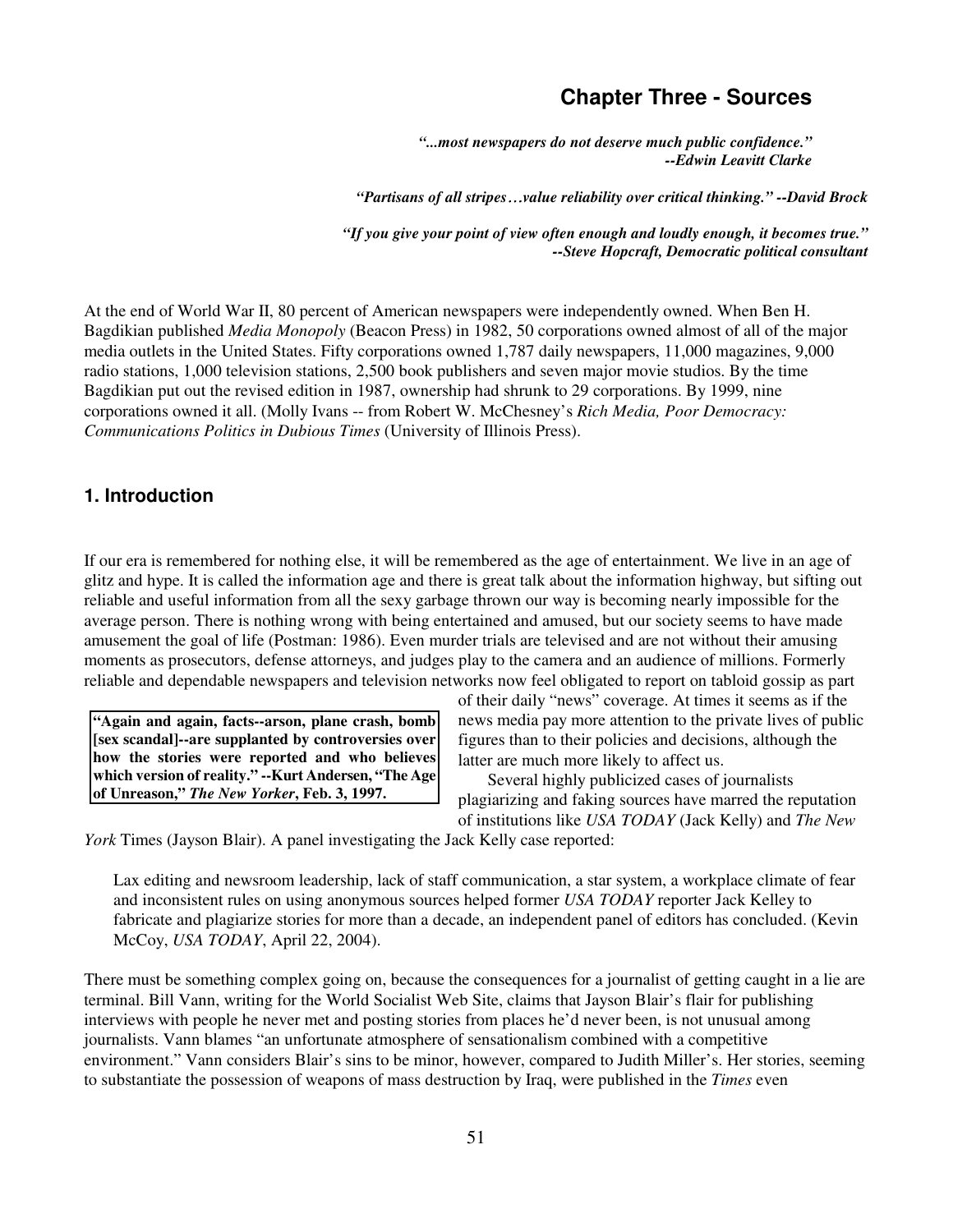# Chapter Three - Sources

> ***"...most newspapers do not deserve much public confidence."***
> ***--Edwin Leavitt Clarke***
>
> ***"Partisans of all stripes…value reliability over critical thinking." --David Brock***
>
> ***"If you give your point of view often enough and loudly enough, it becomes true."***
> ***--Steve Hopcraft, Democratic political consultant***

At the end of World War II, 80 percent of American newspapers were independently owned. When Ben H. Bagdikian published *Media Monopoly* (Beacon Press) in 1982, 50 corporations owned almost of all of the major media outlets in the United States. Fifty corporations owned 1,787 daily newspapers, 11,000 magazines, 9,000 radio stations, 1,000 television stations, 2,500 book publishers and seven major movie studios. By the time Bagdikian put out the revised edition in 1987, ownership had shrunk to 29 corporations. By 1999, nine corporations owned it all. (Molly Ivans -- from Robert W. McChesney's *Rich Media, Poor Democracy: Communications Politics in Dubious Times* (University of Illinois Press).

## 1. Introduction

If our era is remembered for nothing else, it will be remembered as the age of entertainment. We live in an age of glitz and hype. It is called the information age and there is great talk about the information highway, but sifting out reliable and useful information from all the sexy garbage thrown our way is becoming nearly impossible for the average person. There is nothing wrong with being entertained and amused, but our society seems to have made amusement the goal of life (Postman: 1986). Even murder trials are televised and are not without their amusing moments as prosecutors, defense attorneys, and judges play to the camera and an audience of millions. Formerly reliable and dependable newspapers and television networks now feel obligated to report on tabloid gossip as part of their daily "news" coverage. At times it seems as if the news media pay more attention to the private lives of public figures than to their policies and decisions, although the latter are much more likely to affect us.

> **"Again and again, facts--arson, plane crash, bomb [sex scandal]--are supplanted by controversies over how the stories were reported and who believes which version of reality." --Kurt Andersen, "The Age of Unreason," *The New Yorker*, Feb. 3, 1997.**

Several highly publicized cases of journalists plagiarizing and faking sources have marred the reputation of institutions like *USA TODAY* (Jack Kelly) and *The New York* Times (Jayson Blair). A panel investigating the Jack Kelly case reported:

> Lax editing and newsroom leadership, lack of staff communication, a star system, a workplace climate of fear and inconsistent rules on using anonymous sources helped former *USA TODAY* reporter Jack Kelley to fabricate and plagiarize stories for more than a decade, an independent panel of editors has concluded. (Kevin McCoy, *USA TODAY*, April 22, 2004).

There must be something complex going on, because the consequences for a journalist of getting caught in a lie are terminal. Bill Vann, writing for the World Socialist Web Site, claims that Jayson Blair's flair for publishing interviews with people he never met and posting stories from places he'd never been, is not unusual among journalists. Vann blames "an unfortunate atmosphere of sensationalism combined with a competitive environment." Vann considers Blair's sins to be minor, however, compared to Judith Miller's. Her stories, seeming to substantiate the possession of weapons of mass destruction by Iraq, were published in the *Times* even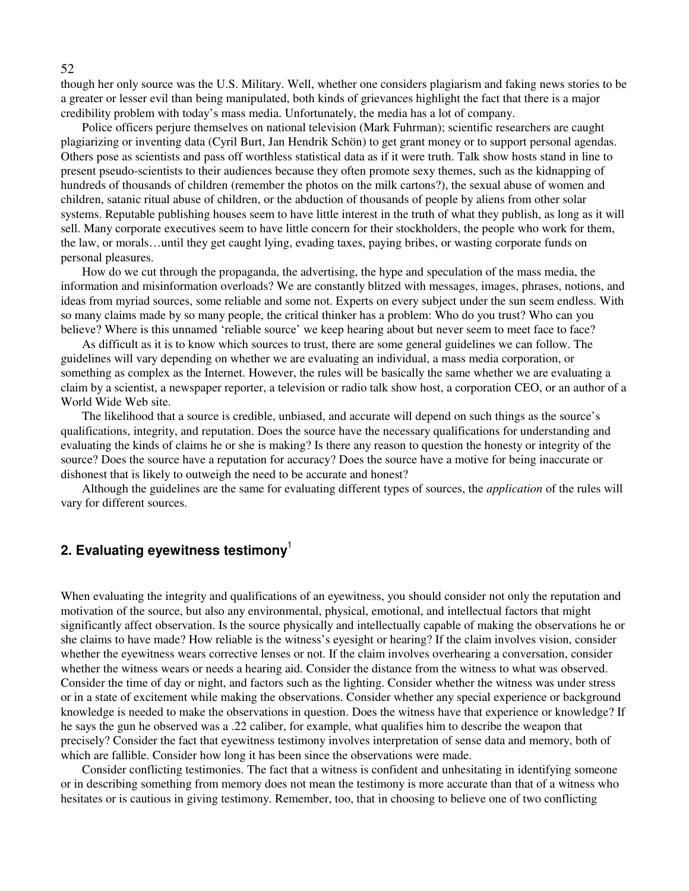though her only source was the U.S. Military. Well, whether one considers plagiarism and faking news stories to be a greater or lesser evil than being manipulated, both kinds of grievances highlight the fact that there is a major credibility problem with today's mass media. Unfortunately, the media has a lot of company.

Police officers perjure themselves on national television (Mark Fuhrman); scientific researchers are caught plagiarizing or inventing data (Cyril Burt, Jan Hendrik Schön) to get grant money or to support personal agendas. Others pose as scientists and pass off worthless statistical data as if it were truth. Talk show hosts stand in line to present pseudo-scientists to their audiences because they often promote sexy themes, such as the kidnapping of hundreds of thousands of children (remember the photos on the milk cartons?), the sexual abuse of women and children, satanic ritual abuse of children, or the abduction of thousands of people by aliens from other solar systems. Reputable publishing houses seem to have little interest in the truth of what they publish, as long as it will sell. Many corporate executives seem to have little concern for their stockholders, the people who work for them, the law, or morals…until they get caught lying, evading taxes, paying bribes, or wasting corporate funds on personal pleasures.

How do we cut through the propaganda, the advertising, the hype and speculation of the mass media, the information and misinformation overloads? We are constantly blitzed with messages, images, phrases, notions, and ideas from myriad sources, some reliable and some not. Experts on every subject under the sun seem endless. With so many claims made by so many people, the critical thinker has a problem: Who do you trust? Who can you believe? Where is this unnamed 'reliable source' we keep hearing about but never seem to meet face to face?

As difficult as it is to know which sources to trust, there are some general guidelines we can follow. The guidelines will vary depending on whether we are evaluating an individual, a mass media corporation, or something as complex as the Internet. However, the rules will be basically the same whether we are evaluating a claim by a scientist, a newspaper reporter, a television or radio talk show host, a corporation CEO, or an author of a World Wide Web site.

The likelihood that a source is credible, unbiased, and accurate will depend on such things as the source's qualifications, integrity, and reputation. Does the source have the necessary qualifications for understanding and evaluating the kinds of claims he or she is making? Is there any reason to question the honesty or integrity of the source? Does the source have a reputation for accuracy? Does the source have a motive for being inaccurate or dishonest that is likely to outweigh the need to be accurate and honest?

Although the guidelines are the same for evaluating different types of sources, the *application* of the rules will vary for different sources.

## 2. Evaluating eyewitness testimony[1]

When evaluating the integrity and qualifications of an eyewitness, you should consider not only the reputation and motivation of the source, but also any environmental, physical, emotional, and intellectual factors that might significantly affect observation. Is the source physically and intellectually capable of making the observations he or she claims to have made? How reliable is the witness's eyesight or hearing? If the claim involves vision, consider whether the eyewitness wears corrective lenses or not. If the claim involves overhearing a conversation, consider whether the witness wears or needs a hearing aid. Consider the distance from the witness to what was observed. Consider the time of day or night, and factors such as the lighting. Consider whether the witness was under stress or in a state of excitement while making the observations. Consider whether any special experience or background knowledge is needed to make the observations in question. Does the witness have that experience or knowledge? If he says the gun he observed was a .22 caliber, for example, what qualifies him to describe the weapon that precisely? Consider the fact that eyewitness testimony involves interpretation of sense data and memory, both of which are fallible. Consider how long it has been since the observations were made.

Consider conflicting testimonies. The fact that a witness is confident and unhesitating in identifying someone or in describing something from memory does not mean the testimony is more accurate than that of a witness who hesitates or is cautious in giving testimony. Remember, too, that in choosing to believe one of two conflicting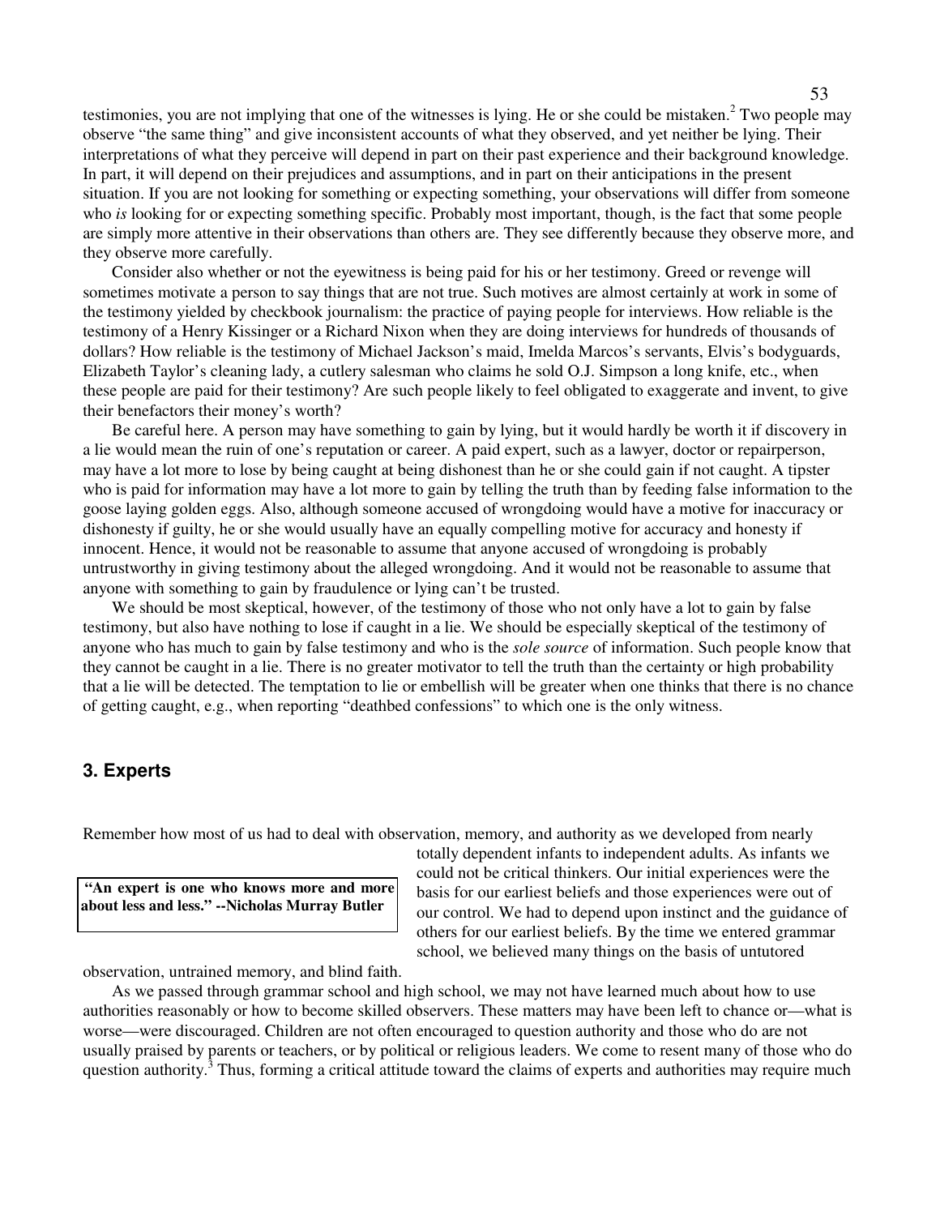testimonies, you are not implying that one of the witnesses is lying. He or she could be mistaken.[2] Two people may observe "the same thing" and give inconsistent accounts of what they observed, and yet neither be lying. Their interpretations of what they perceive will depend in part on their past experience and their background knowledge. In part, it will depend on their prejudices and assumptions, and in part on their anticipations in the present situation. If you are not looking for something or expecting something, your observations will differ from someone who *is* looking for or expecting something specific. Probably most important, though, is the fact that some people are simply more attentive in their observations than others are. They see differently because they observe more, and they observe more carefully.

Consider also whether or not the eyewitness is being paid for his or her testimony. Greed or revenge will sometimes motivate a person to say things that are not true. Such motives are almost certainly at work in some of the testimony yielded by checkbook journalism: the practice of paying people for interviews. How reliable is the testimony of a Henry Kissinger or a Richard Nixon when they are doing interviews for hundreds of thousands of dollars? How reliable is the testimony of Michael Jackson's maid, Imelda Marcos's servants, Elvis's bodyguards, Elizabeth Taylor's cleaning lady, a cutlery salesman who claims he sold O.J. Simpson a long knife, etc., when these people are paid for their testimony? Are such people likely to feel obligated to exaggerate and invent, to give their benefactors their money's worth?

Be careful here. A person may have something to gain by lying, but it would hardly be worth it if discovery in a lie would mean the ruin of one's reputation or career. A paid expert, such as a lawyer, doctor or repairperson, may have a lot more to lose by being caught at being dishonest than he or she could gain if not caught. A tipster who is paid for information may have a lot more to gain by telling the truth than by feeding false information to the goose laying golden eggs. Also, although someone accused of wrongdoing would have a motive for inaccuracy or dishonesty if guilty, he or she would usually have an equally compelling motive for accuracy and honesty if innocent. Hence, it would not be reasonable to assume that anyone accused of wrongdoing is probably untrustworthy in giving testimony about the alleged wrongdoing. And it would not be reasonable to assume that anyone with something to gain by fraudulence or lying can't be trusted.

We should be most skeptical, however, of the testimony of those who not only have a lot to gain by false testimony, but also have nothing to lose if caught in a lie. We should be especially skeptical of the testimony of anyone who has much to gain by false testimony and who is the *sole source* of information. Such people know that they cannot be caught in a lie. There is no greater motivator to tell the truth than the certainty or high probability that a lie will be detected. The temptation to lie or embellish will be greater when one thinks that there is no chance of getting caught, e.g., when reporting "deathbed confessions" to which one is the only witness.

## 3. Experts

> **"An expert is one who knows more and more about less and less." --Nicholas Murray Butler**

Remember how most of us had to deal with observation, memory, and authority as we developed from nearly totally dependent infants to independent adults. As infants we could not be critical thinkers. Our initial experiences were the basis for our earliest beliefs and those experiences were out of our control. We had to depend upon instinct and the guidance of others for our earliest beliefs. By the time we entered grammar school, we believed many things on the basis of untutored observation, untrained memory, and blind faith.

As we passed through grammar school and high school, we may not have learned much about how to use authorities reasonably or how to become skilled observers. These matters may have been left to chance or—what is worse—were discouraged. Children are not often encouraged to question authority and those who do are not usually praised by parents or teachers, or by political or religious leaders. We come to resent many of those who do question authority.[3] Thus, forming a critical attitude toward the claims of experts and authorities may require much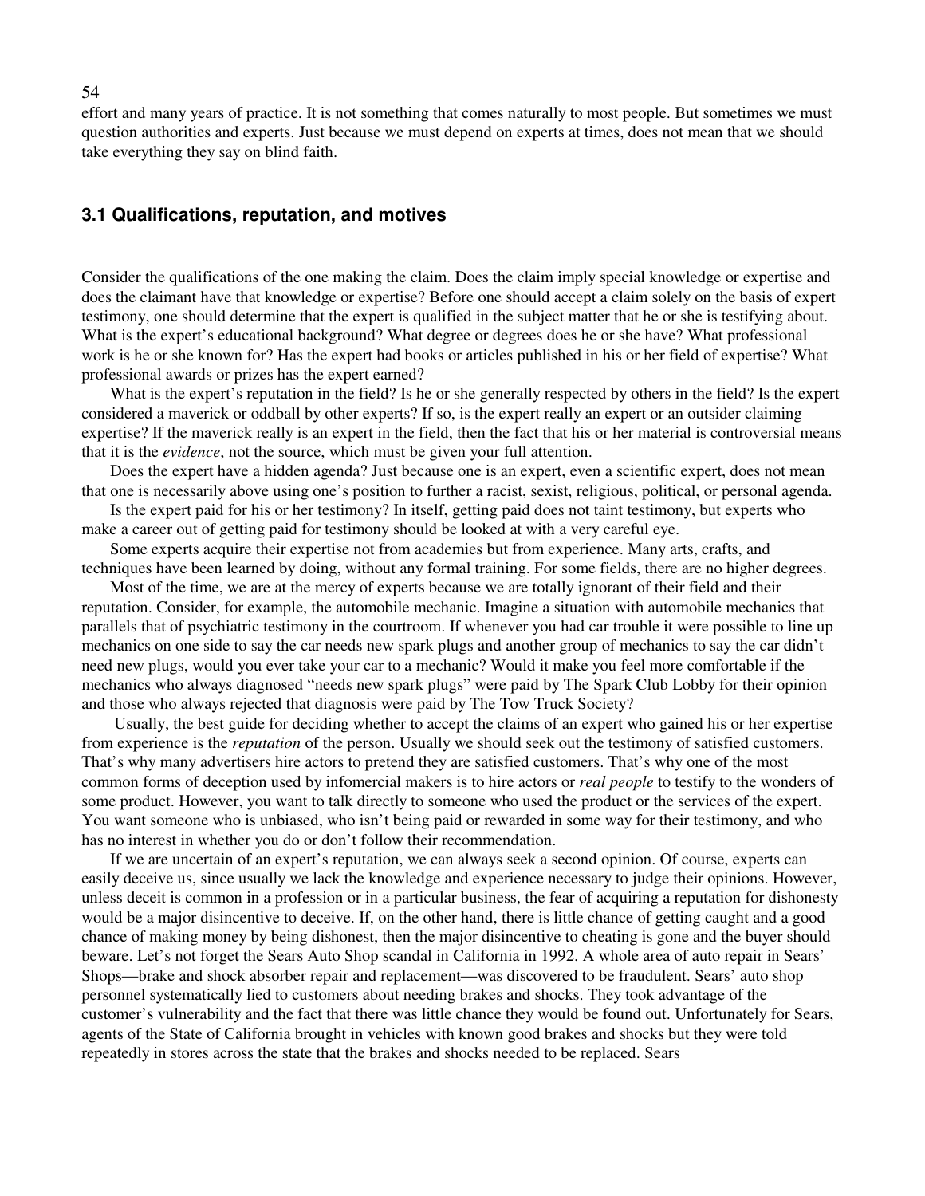effort and many years of practice. It is not something that comes naturally to most people. But sometimes we must question authorities and experts. Just because we must depend on experts at times, does not mean that we should take everything they say on blind faith.

### 3.1 Qualifications, reputation, and motives

Consider the qualifications of the one making the claim. Does the claim imply special knowledge or expertise and does the claimant have that knowledge or expertise? Before one should accept a claim solely on the basis of expert testimony, one should determine that the expert is qualified in the subject matter that he or she is testifying about. What is the expert's educational background? What degree or degrees does he or she have? What professional work is he or she known for? Has the expert had books or articles published in his or her field of expertise? What professional awards or prizes has the expert earned?

What is the expert's reputation in the field? Is he or she generally respected by others in the field? Is the expert considered a maverick or oddball by other experts? If so, is the expert really an expert or an outsider claiming expertise? If the maverick really is an expert in the field, then the fact that his or her material is controversial means that it is the *evidence*, not the source, which must be given your full attention.

Does the expert have a hidden agenda? Just because one is an expert, even a scientific expert, does not mean that one is necessarily above using one's position to further a racist, sexist, religious, political, or personal agenda.

Is the expert paid for his or her testimony? In itself, getting paid does not taint testimony, but experts who make a career out of getting paid for testimony should be looked at with a very careful eye.

Some experts acquire their expertise not from academies but from experience. Many arts, crafts, and techniques have been learned by doing, without any formal training. For some fields, there are no higher degrees.

Most of the time, we are at the mercy of experts because we are totally ignorant of their field and their reputation. Consider, for example, the automobile mechanic. Imagine a situation with automobile mechanics that parallels that of psychiatric testimony in the courtroom. If whenever you had car trouble it were possible to line up mechanics on one side to say the car needs new spark plugs and another group of mechanics to say the car didn't need new plugs, would you ever take your car to a mechanic? Would it make you feel more comfortable if the mechanics who always diagnosed "needs new spark plugs" were paid by The Spark Club Lobby for their opinion and those who always rejected that diagnosis were paid by The Tow Truck Society?

Usually, the best guide for deciding whether to accept the claims of an expert who gained his or her expertise from experience is the *reputation* of the person. Usually we should seek out the testimony of satisfied customers. That's why many advertisers hire actors to pretend they are satisfied customers. That's why one of the most common forms of deception used by infomercial makers is to hire actors or *real people* to testify to the wonders of some product. However, you want to talk directly to someone who used the product or the services of the expert. You want someone who is unbiased, who isn't being paid or rewarded in some way for their testimony, and who has no interest in whether you do or don't follow their recommendation.

If we are uncertain of an expert's reputation, we can always seek a second opinion. Of course, experts can easily deceive us, since usually we lack the knowledge and experience necessary to judge their opinions. However, unless deceit is common in a profession or in a particular business, the fear of acquiring a reputation for dishonesty would be a major disincentive to deceive. If, on the other hand, there is little chance of getting caught and a good chance of making money by being dishonest, then the major disincentive to cheating is gone and the buyer should beware. Let's not forget the Sears Auto Shop scandal in California in 1992. A whole area of auto repair in Sears' Shops—brake and shock absorber repair and replacement—was discovered to be fraudulent. Sears' auto shop personnel systematically lied to customers about needing brakes and shocks. They took advantage of the customer's vulnerability and the fact that there was little chance they would be found out. Unfortunately for Sears, agents of the State of California brought in vehicles with known good brakes and shocks but they were told repeatedly in stores across the state that the brakes and shocks needed to be replaced. Sears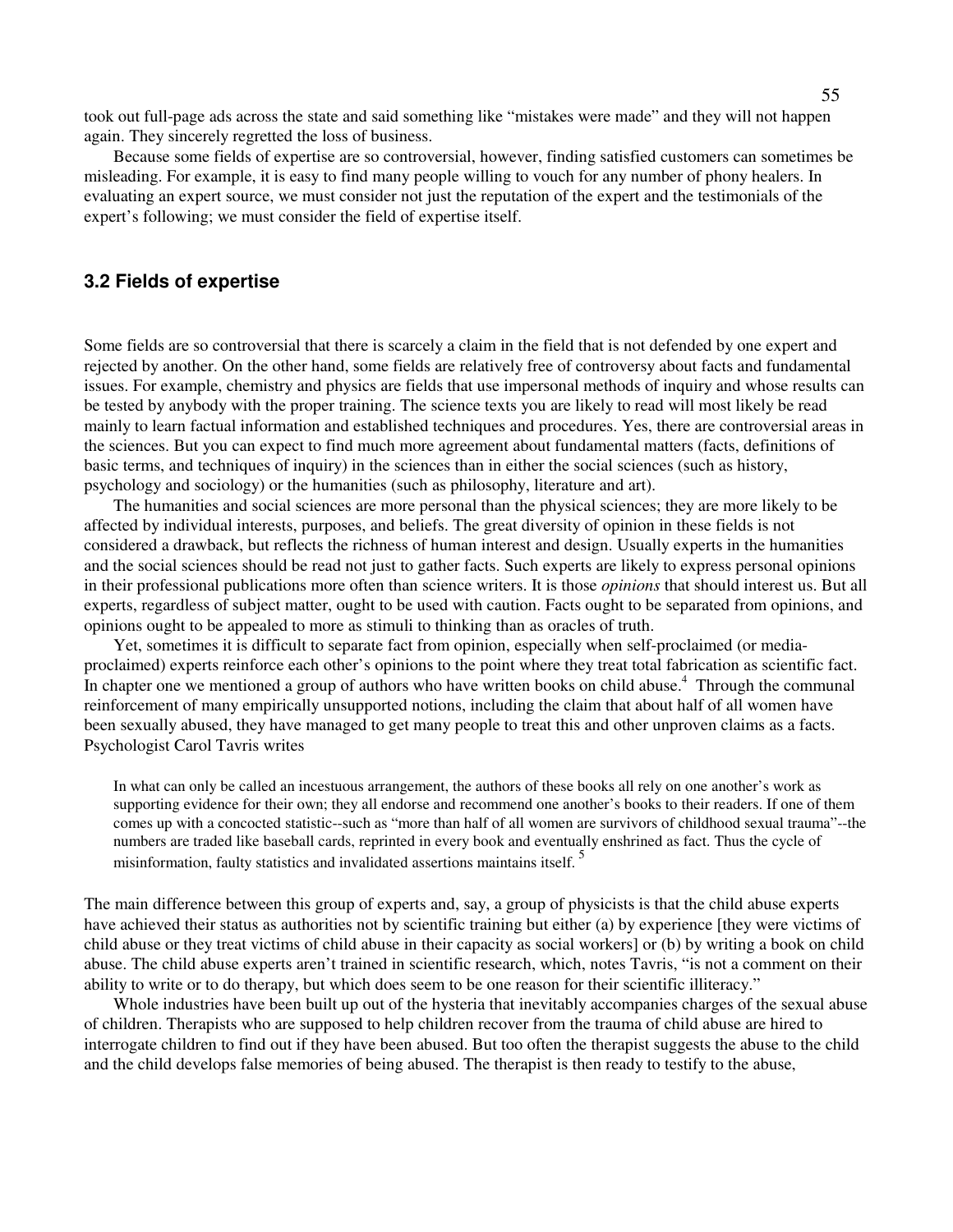took out full-page ads across the state and said something like "mistakes were made" and they will not happen again. They sincerely regretted the loss of business.

Because some fields of expertise are so controversial, however, finding satisfied customers can sometimes be misleading. For example, it is easy to find many people willing to vouch for any number of phony healers. In evaluating an expert source, we must consider not just the reputation of the expert and the testimonials of the expert's following; we must consider the field of expertise itself.

## 3.2 Fields of expertise

Some fields are so controversial that there is scarcely a claim in the field that is not defended by one expert and rejected by another. On the other hand, some fields are relatively free of controversy about facts and fundamental issues. For example, chemistry and physics are fields that use impersonal methods of inquiry and whose results can be tested by anybody with the proper training. The science texts you are likely to read will most likely be read mainly to learn factual information and established techniques and procedures. Yes, there are controversial areas in the sciences. But you can expect to find much more agreement about fundamental matters (facts, definitions of basic terms, and techniques of inquiry) in the sciences than in either the social sciences (such as history, psychology and sociology) or the humanities (such as philosophy, literature and art).

The humanities and social sciences are more personal than the physical sciences; they are more likely to be affected by individual interests, purposes, and beliefs. The great diversity of opinion in these fields is not considered a drawback, but reflects the richness of human interest and design. Usually experts in the humanities and the social sciences should be read not just to gather facts. Such experts are likely to express personal opinions in their professional publications more often than science writers. It is those *opinions* that should interest us. But all experts, regardless of subject matter, ought to be used with caution. Facts ought to be separated from opinions, and opinions ought to be appealed to more as stimuli to thinking than as oracles of truth.

Yet, sometimes it is difficult to separate fact from opinion, especially when self-proclaimed (or media-proclaimed) experts reinforce each other's opinions to the point where they treat total fabrication as scientific fact. In chapter one we mentioned a group of authors who have written books on child abuse.[4] Through the communal reinforcement of many empirically unsupported notions, including the claim that about half of all women have been sexually abused, they have managed to get many people to treat this and other unproven claims as a facts. Psychologist Carol Tavris writes

> In what can only be called an incestuous arrangement, the authors of these books all rely on one another's work as supporting evidence for their own; they all endorse and recommend one another's books to their readers. If one of them comes up with a concocted statistic--such as "more than half of all women are survivors of childhood sexual trauma"--the numbers are traded like baseball cards, reprinted in every book and eventually enshrined as fact. Thus the cycle of misinformation, faulty statistics and invalidated assertions maintains itself.[5]

The main difference between this group of experts and, say, a group of physicists is that the child abuse experts have achieved their status as authorities not by scientific training but either (a) by experience [they were victims of child abuse or they treat victims of child abuse in their capacity as social workers] or (b) by writing a book on child abuse. The child abuse experts aren't trained in scientific research, which, notes Tavris, "is not a comment on their ability to write or to do therapy, but which does seem to be one reason for their scientific illiteracy."

Whole industries have been built up out of the hysteria that inevitably accompanies charges of the sexual abuse of children. Therapists who are supposed to help children recover from the trauma of child abuse are hired to interrogate children to find out if they have been abused. But too often the therapist suggests the abuse to the child and the child develops false memories of being abused. The therapist is then ready to testify to the abuse,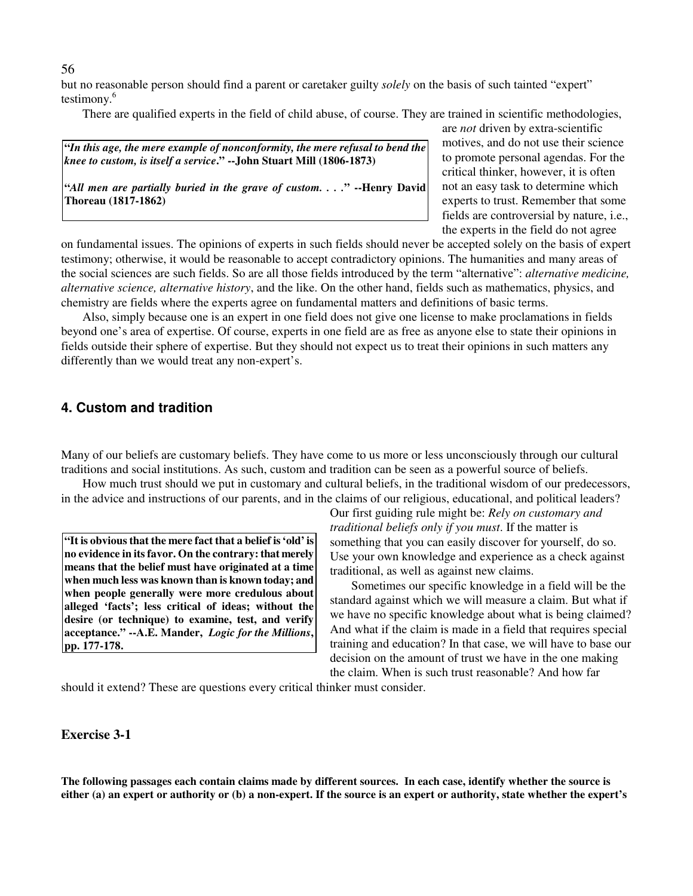but no reasonable person should find a parent or caretaker guilty *solely* on the basis of such tainted "expert" testimony.[6]

There are qualified experts in the field of child abuse, of course. They are trained in scientific methodologies, are *not* driven by extra-scientific motives, and do not use their science to promote personal agendas. For the critical thinker, however, it is often not an easy task to determine which experts to trust. Remember that some fields are controversial by nature, i.e., the experts in the field do not agree on fundamental issues. The opinions of experts in such fields should never be accepted solely on the basis of expert testimony; otherwise, it would be reasonable to accept contradictory opinions. The humanities and many areas of the social sciences are such fields. So are all those fields introduced by the term "alternative": *alternative medicine, alternative science, alternative history*, and the like. On the other hand, fields such as mathematics, physics, and chemistry are fields where the experts agree on fundamental matters and definitions of basic terms.

> **"*In this age, the mere example of nonconformity, the mere refusal to bend the knee to custom, is itself a service*." --John Stuart Mill (1806-1873)**
>
> **"*All men are partially buried in the grave of custom. . . .*" --Henry David Thoreau (1817-1862)**

Also, simply because one is an expert in one field does not give one license to make proclamations in fields beyond one's area of expertise. Of course, experts in one field are as free as anyone else to state their opinions in fields outside their sphere of expertise. But they should not expect us to treat their opinions in such matters any differently than we would treat any non-expert's.

## 4. Custom and tradition

Many of our beliefs are customary beliefs. They have come to us more or less unconsciously through our cultural traditions and social institutions. As such, custom and tradition can be seen as a powerful source of beliefs.

How much trust should we put in customary and cultural beliefs, in the traditional wisdom of our predecessors, in the advice and instructions of our parents, and in the claims of our religious, educational, and political leaders? Our first guiding rule might be: *Rely on customary and traditional beliefs only if you must*. If the matter is something that you can easily discover for yourself, do so. Use your own knowledge and experience as a check against traditional, as well as against new claims.

> **"It is obvious that the mere fact that a belief is 'old' is no evidence in its favor. On the contrary: that merely means that the belief must have originated at a time when much less was known than is known today; and when people generally were more credulous about alleged 'facts'; less critical of ideas; without the desire (or technique) to examine, test, and verify acceptance." --A.E. Mander, *Logic for the Millions*, pp. 177-178.**

Sometimes our specific knowledge in a field will be the standard against which we will measure a claim. But what if we have no specific knowledge about what is being claimed? And what if the claim is made in a field that requires special training and education? In that case, we will have to base our decision on the amount of trust we have in the one making the claim. When is such trust reasonable? And how far should it extend? These are questions every critical thinker must consider.

### Exercise 3-1

**The following passages each contain claims made by different sources. In each case, identify whether the source is either (a) an expert or authority or (b) a non-expert. If the source is an expert or authority, state whether the expert's**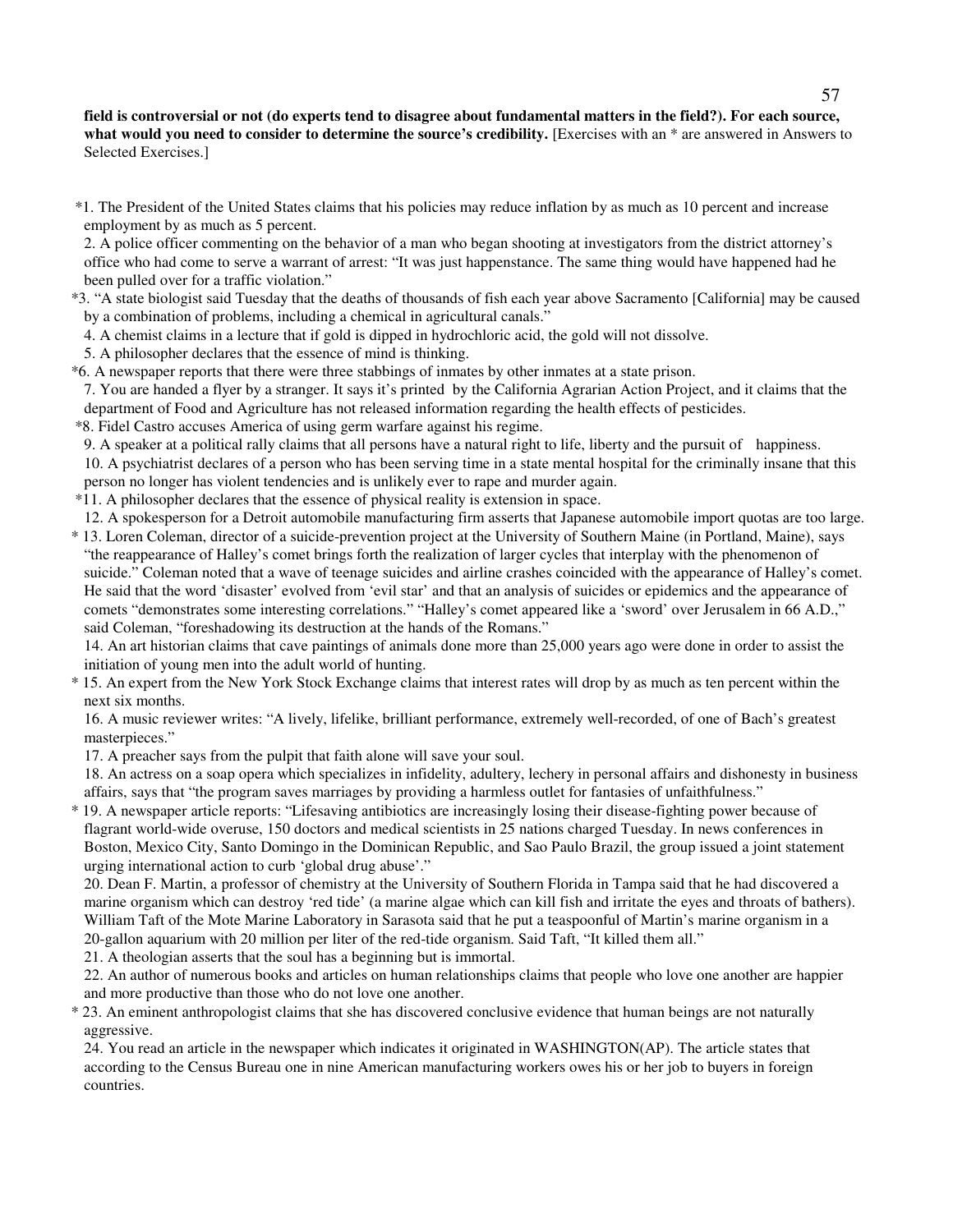**field is controversial or not (do experts tend to disagree about fundamental matters in the field?). For each source, what would you need to consider to determine the source's credibility.** [Exercises with an * are answered in Answers to Selected Exercises.]

*1. The President of the United States claims that his policies may reduce inflation by as much as 10 percent and increase employment by as much as 5 percent.

2. A police officer commenting on the behavior of a man who began shooting at investigators from the district attorney's office who had come to serve a warrant of arrest: "It was just happenstance. The same thing would have happened had he been pulled over for a traffic violation."

*3. "A state biologist said Tuesday that the deaths of thousands of fish each year above Sacramento [California] may be caused by a combination of problems, including a chemical in agricultural canals."

4. A chemist claims in a lecture that if gold is dipped in hydrochloric acid, the gold will not dissolve.

5. A philosopher declares that the essence of mind is thinking.

*6. A newspaper reports that there were three stabbings of inmates by other inmates at a state prison.

7. You are handed a flyer by a stranger. It says it's printed by the California Agrarian Action Project, and it claims that the department of Food and Agriculture has not released information regarding the health effects of pesticides.

*8. Fidel Castro accuses America of using germ warfare against his regime.

9. A speaker at a political rally claims that all persons have a natural right to life, liberty and the pursuit of happiness.

10. A psychiatrist declares of a person who has been serving time in a state mental hospital for the criminally insane that this person no longer has violent tendencies and is unlikely ever to rape and murder again.

*11. A philosopher declares that the essence of physical reality is extension in space.

12. A spokesperson for a Detroit automobile manufacturing firm asserts that Japanese automobile import quotas are too large.

* 13. Loren Coleman, director of a suicide-prevention project at the University of Southern Maine (in Portland, Maine), says "the reappearance of Halley's comet brings forth the realization of larger cycles that interplay with the phenomenon of suicide." Coleman noted that a wave of teenage suicides and airline crashes coincided with the appearance of Halley's comet. He said that the word 'disaster' evolved from 'evil star' and that an analysis of suicides or epidemics and the appearance of comets "demonstrates some interesting correlations." "Halley's comet appeared like a 'sword' over Jerusalem in 66 A.D.," said Coleman, "foreshadowing its destruction at the hands of the Romans."

14. An art historian claims that cave paintings of animals done more than 25,000 years ago were done in order to assist the initiation of young men into the adult world of hunting.

* 15. An expert from the New York Stock Exchange claims that interest rates will drop by as much as ten percent within the next six months.

16. A music reviewer writes: "A lively, lifelike, brilliant performance, extremely well-recorded, of one of Bach's greatest masterpieces."

17. A preacher says from the pulpit that faith alone will save your soul.

18. An actress on a soap opera which specializes in infidelity, adultery, lechery in personal affairs and dishonesty in business affairs, says that "the program saves marriages by providing a harmless outlet for fantasies of unfaithfulness."

* 19. A newspaper article reports: "Lifesaving antibiotics are increasingly losing their disease-fighting power because of flagrant world-wide overuse, 150 doctors and medical scientists in 25 nations charged Tuesday. In news conferences in Boston, Mexico City, Santo Domingo in the Dominican Republic, and Sao Paulo Brazil, the group issued a joint statement urging international action to curb 'global drug abuse'."

20. Dean F. Martin, a professor of chemistry at the University of Southern Florida in Tampa said that he had discovered a marine organism which can destroy 'red tide' (a marine algae which can kill fish and irritate the eyes and throats of bathers). William Taft of the Mote Marine Laboratory in Sarasota said that he put a teaspoonful of Martin's marine organism in a 20-gallon aquarium with 20 million per liter of the red-tide organism. Said Taft, "It killed them all."

21. A theologian asserts that the soul has a beginning but is immortal.

22. An author of numerous books and articles on human relationships claims that people who love one another are happier and more productive than those who do not love one another.

* 23. An eminent anthropologist claims that she has discovered conclusive evidence that human beings are not naturally aggressive.

24. You read an article in the newspaper which indicates it originated in WASHINGTON(AP). The article states that according to the Census Bureau one in nine American manufacturing workers owes his or her job to buyers in foreign countries.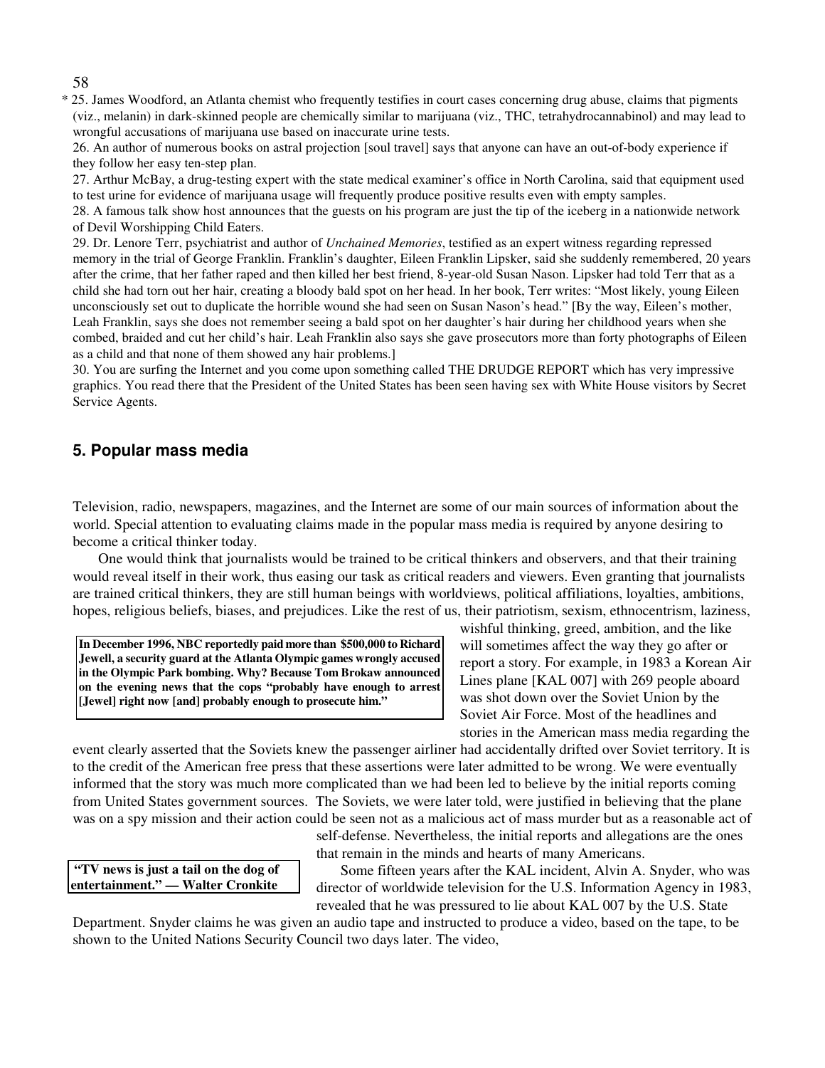\* 25. James Woodford, an Atlanta chemist who frequently testifies in court cases concerning drug abuse, claims that pigments (viz., melanin) in dark-skinned people are chemically similar to marijuana (viz., THC, tetrahydrocannabinol) and may lead to wrongful accusations of marijuana use based on inaccurate urine tests.

26. An author of numerous books on astral projection [soul travel] says that anyone can have an out-of-body experience if they follow her easy ten-step plan.

27. Arthur McBay, a drug-testing expert with the state medical examiner's office in North Carolina, said that equipment used to test urine for evidence of marijuana usage will frequently produce positive results even with empty samples.

28. A famous talk show host announces that the guests on his program are just the tip of the iceberg in a nationwide network of Devil Worshipping Child Eaters.

29. Dr. Lenore Terr, psychiatrist and author of *Unchained Memories*, testified as an expert witness regarding repressed memory in the trial of George Franklin. Franklin's daughter, Eileen Franklin Lipsker, said she suddenly remembered, 20 years after the crime, that her father raped and then killed her best friend, 8-year-old Susan Nason. Lipsker had told Terr that as a child she had torn out her hair, creating a bloody bald spot on her head. In her book, Terr writes: "Most likely, young Eileen unconsciously set out to duplicate the horrible wound she had seen on Susan Nason's head." [By the way, Eileen's mother, Leah Franklin, says she does not remember seeing a bald spot on her daughter's hair during her childhood years when she combed, braided and cut her child's hair. Leah Franklin also says she gave prosecutors more than forty photographs of Eileen as a child and that none of them showed any hair problems.]

30. You are surfing the Internet and you come upon something called THE DRUDGE REPORT which has very impressive graphics. You read there that the President of the United States has been seen having sex with White House visitors by Secret Service Agents.

## 5. Popular mass media

Television, radio, newspapers, magazines, and the Internet are some of our main sources of information about the world. Special attention to evaluating claims made in the popular mass media is required by anyone desiring to become a critical thinker today.

One would think that journalists would be trained to be critical thinkers and observers, and that their training would reveal itself in their work, thus easing our task as critical readers and viewers. Even granting that journalists are trained critical thinkers, they are still human beings with worldviews, political affiliations, loyalties, ambitions, hopes, religious beliefs, biases, and prejudices. Like the rest of us, their patriotism, sexism, ethnocentrism, laziness, wishful thinking, greed, ambition, and the like will sometimes affect the way they go after or report a story. For example, in 1983 a Korean Air Lines plane [KAL 007] with 269 people aboard was shot down over the Soviet Union by the Soviet Air Force. Most of the headlines and stories in the American mass media regarding the event clearly asserted that the Soviets knew the passenger airliner had accidentally drifted over Soviet territory. It is to the credit of the American free press that these assertions were later admitted to be wrong. We were eventually informed that the story was much more complicated than we had been led to believe by the initial reports coming from United States government sources. The Soviets, we were later told, were justified in believing that the plane was on a spy mission and their action could be seen not as a malicious act of mass murder but as a reasonable act of self-defense. Nevertheless, the initial reports and allegations are the ones that remain in the minds and hearts of many Americans.

**In December 1996, NBC reportedly paid more than $500,000 to Richard Jewell, a security guard at the Atlanta Olympic games wrongly accused in the Olympic Park bombing. Why? Because Tom Brokaw announced on the evening news that the cops "probably have enough to arrest [Jewell] right now [and] probably enough to prosecute him."**

**"TV news is just a tail on the dog of entertainment." — Walter Cronkite**

Some fifteen years after the KAL incident, Alvin A. Snyder, who was director of worldwide television for the U.S. Information Agency in 1983, revealed that he was pressured to lie about KAL 007 by the U.S. State Department. Snyder claims he was given an audio tape and instructed to produce a video, based on the tape, to be shown to the United Nations Security Council two days later. The video,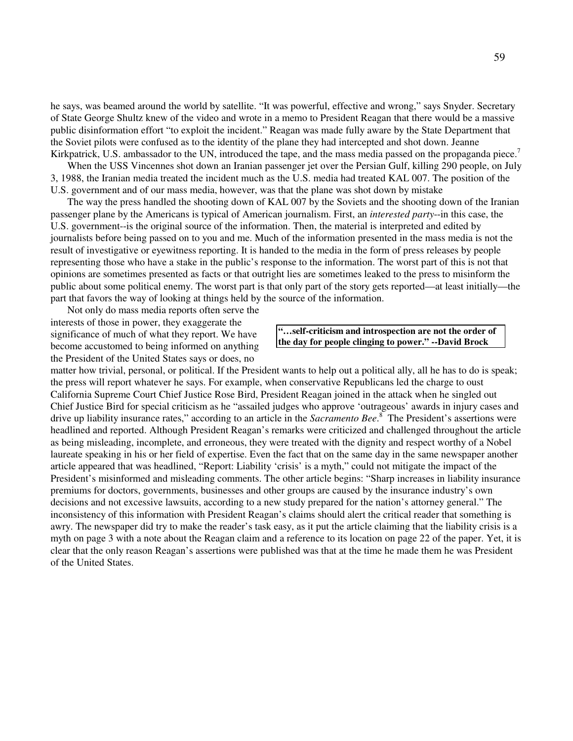he says, was beamed around the world by satellite. “It was powerful, effective and wrong,” says Snyder. Secretary of State George Shultz knew of the video and wrote in a memo to President Reagan that there would be a massive public disinformation effort “to exploit the incident.” Reagan was made fully aware by the State Department that the Soviet pilots were confused as to the identity of the plane they had intercepted and shot down. Jeanne Kirkpatrick, U.S. ambassador to the UN, introduced the tape, and the mass media passed on the propaganda piece.[7]

When the USS Vincennes shot down an Iranian passenger jet over the Persian Gulf, killing 290 people, on July 3, 1988, the Iranian media treated the incident much as the U.S. media had treated KAL 007. The position of the U.S. government and of our mass media, however, was that the plane was shot down by mistake

The way the press handled the shooting down of KAL 007 by the Soviets and the shooting down of the Iranian passenger plane by the Americans is typical of American journalism. First, an *interested party*--in this case, the U.S. government--is the original source of the information. Then, the material is interpreted and edited by journalists before being passed on to you and me. Much of the information presented in the mass media is not the result of investigative or eyewitness reporting. It is handed to the media in the form of press releases by people representing those who have a stake in the public’s response to the information. The worst part of this is not that opinions are sometimes presented as facts or that outright lies are sometimes leaked to the press to misinform the public about some political enemy. The worst part is that only part of the story gets reported—at least initially—the part that favors the way of looking at things held by the source of the information.

> **“…self-criticism and introspection are not the order of the day for people clinging to power.” --David Brock**

Not only do mass media reports often serve the interests of those in power, they exaggerate the significance of much of what they report. We have become accustomed to being informed on anything the President of the United States says or does, no matter how trivial, personal, or political. If the President wants to help out a political ally, all he has to do is speak; the press will report whatever he says. For example, when conservative Republicans led the charge to oust California Supreme Court Chief Justice Rose Bird, President Reagan joined in the attack when he singled out Chief Justice Bird for special criticism as he “assailed judges who approve ‘outrageous’ awards in injury cases and drive up liability insurance rates,” according to an article in the *Sacramento Bee*.[8] The President’s assertions were headlined and reported. Although President Reagan’s remarks were criticized and challenged throughout the article as being misleading, incomplete, and erroneous, they were treated with the dignity and respect worthy of a Nobel laureate speaking in his or her field of expertise. Even the fact that on the same day in the same newspaper another article appeared that was headlined, “Report: Liability ‘crisis’ is a myth,” could not mitigate the impact of the President’s misinformed and misleading comments. The other article begins: “Sharp increases in liability insurance premiums for doctors, governments, businesses and other groups are caused by the insurance industry’s own decisions and not excessive lawsuits, according to a new study prepared for the nation’s attorney general.” The inconsistency of this information with President Reagan’s claims should alert the critical reader that something is awry. The newspaper did try to make the reader’s task easy, as it put the article claiming that the liability crisis is a myth on page 3 with a note about the Reagan claim and a reference to its location on page 22 of the paper. Yet, it is clear that the only reason Reagan’s assertions were published was that at the time he made them he was President of the United States.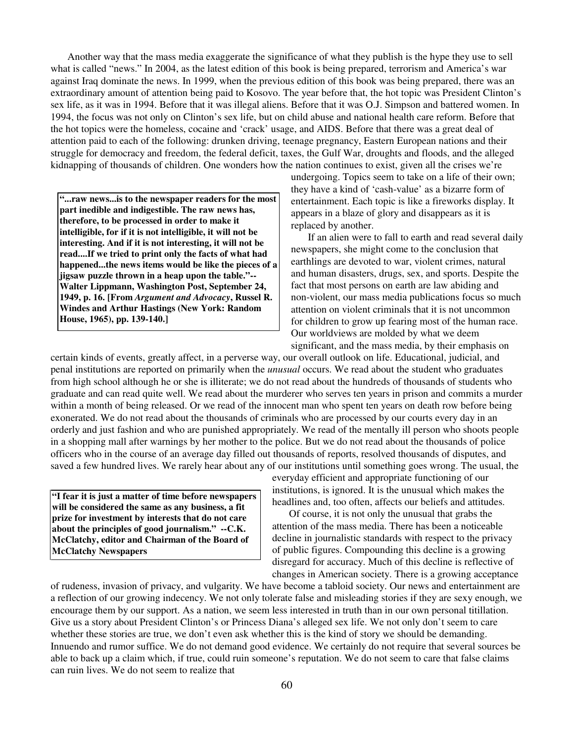Another way that the mass media exaggerate the significance of what they publish is the hype they use to sell what is called "news." In 2004, as the latest edition of this book is being prepared, terrorism and America's war against Iraq dominate the news. In 1999, when the previous edition of this book was being prepared, there was an extraordinary amount of attention being paid to Kosovo. The year before that, the hot topic was President Clinton's sex life, as it was in 1994. Before that it was illegal aliens. Before that it was O.J. Simpson and battered women. In 1994, the focus was not only on Clinton's sex life, but on child abuse and national health care reform. Before that the hot topics were the homeless, cocaine and 'crack' usage, and AIDS. Before that there was a great deal of attention paid to each of the following: drunken driving, teenage pregnancy, Eastern European nations and their struggle for democracy and freedom, the federal deficit, taxes, the Gulf War, droughts and floods, and the alleged kidnapping of thousands of children. One wonders how the nation continues to exist, given all the crises we're undergoing. Topics seem to take on a life of their own; they have a kind of 'cash-value' as a bizarre form of entertainment. Each topic is like a fireworks display. It appears in a blaze of glory and disappears as it is replaced by another.

**"...raw news...is to the newspaper readers for the most part inedible and indigestible. The raw news has, therefore, to be processed in order to make it intelligible, for if it is not intelligible, it will not be interesting. And if it is not interesting, it will not be read....If we tried to print only the facts of what had happened...the news items would be like the pieces of a jigsaw puzzle thrown in a heap upon the table."--Walter Lippmann, Washington Post, September 24, 1949, p. 16. [From *Argument and Advocacy*, Russel R. Windes and Arthur Hastings (New York: Random House, 1965), pp. 139-140.]**

If an alien were to fall to earth and read several daily newspapers, she might come to the conclusion that earthlings are devoted to war, violent crimes, natural and human disasters, drugs, sex, and sports. Despite the fact that most persons on earth are law abiding and non-violent, our mass media publications focus so much attention on violent criminals that it is not uncommon for children to grow up fearing most of the human race. Our worldviews are molded by what we deem significant, and the mass media, by their emphasis on certain kinds of events, greatly affect, in a perverse way, our overall outlook on life. Educational, judicial, and penal institutions are reported on primarily when the *unusual* occurs. We read about the student who graduates from high school although he or she is illiterate; we do not read about the hundreds of thousands of students who graduate and can read quite well. We read about the murderer who serves ten years in prison and commits a murder within a month of being released. Or we read of the innocent man who spent ten years on death row before being exonerated. We do not read about the thousands of criminals who are processed by our courts every day in an orderly and just fashion and who are punished appropriately. We read of the mentally ill person who shoots people in a shopping mall after warnings by her mother to the police. But we do not read about the thousands of police officers who in the course of an average day filled out thousands of reports, resolved thousands of disputes, and saved a few hundred lives. We rarely hear about any of our institutions until something goes wrong. The usual, the everyday efficient and appropriate functioning of our institutions, is ignored. It is the unusual which makes the headlines and, too often, affects our beliefs and attitudes.

**"I fear it is just a matter of time before newspapers will be considered the same as any business, a fit prize for investment by interests that do not care about the principles of good journalism." --C.K. McClatchy, editor and Chairman of the Board of McClatchy Newspapers**

Of course, it is not only the unusual that grabs the attention of the mass media. There has been a noticeable decline in journalistic standards with respect to the privacy of public figures. Compounding this decline is a growing disregard for accuracy. Much of this decline is reflective of changes in American society. There is a growing acceptance of rudeness, invasion of privacy, and vulgarity. We have become a tabloid society. Our news and entertainment are a reflection of our growing indecency. We not only tolerate false and misleading stories if they are sexy enough, we encourage them by our support. As a nation, we seem less interested in truth than in our own personal titillation. Give us a story about President Clinton's or Princess Diana's alleged sex life. We not only don't seem to care whether these stories are true, we don't even ask whether this is the kind of story we should be demanding. Innuendo and rumor suffice. We do not demand good evidence. We certainly do not require that several sources be able to back up a claim which, if true, could ruin someone's reputation. We do not seem to care that false claims can ruin lives. We do not seem to realize that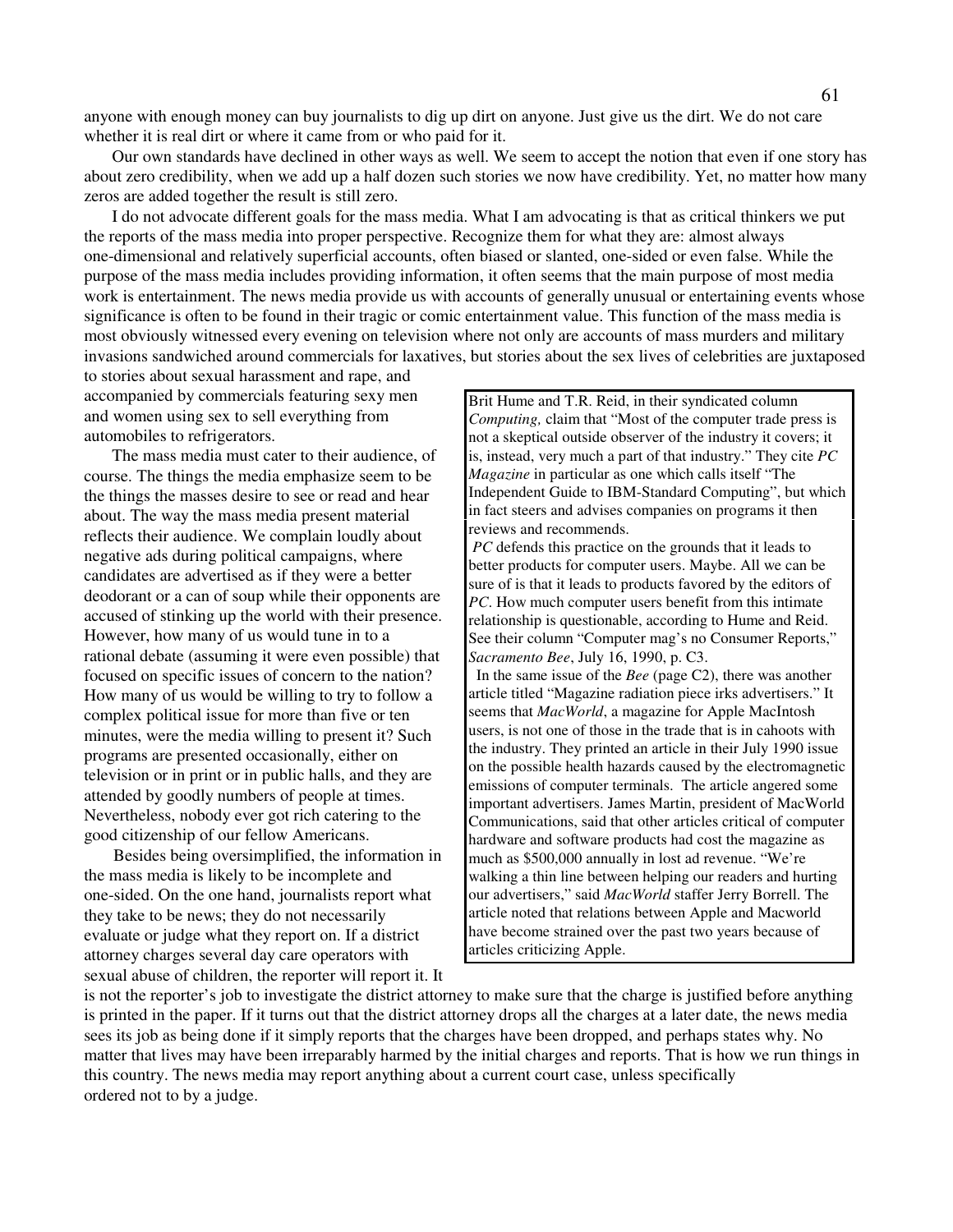anyone with enough money can buy journalists to dig up dirt on anyone. Just give us the dirt. We do not care whether it is real dirt or where it came from or who paid for it.

Our own standards have declined in other ways as well. We seem to accept the notion that even if one story has about zero credibility, when we add up a half dozen such stories we now have credibility. Yet, no matter how many zeros are added together the result is still zero.

I do not advocate different goals for the mass media. What I am advocating is that as critical thinkers we put the reports of the mass media into proper perspective. Recognize them for what they are: almost always one-dimensional and relatively superficial accounts, often biased or slanted, one-sided or even false. While the purpose of the mass media includes providing information, it often seems that the main purpose of most media work is entertainment. The news media provide us with accounts of generally unusual or entertaining events whose significance is often to be found in their tragic or comic entertainment value. This function of the mass media is most obviously witnessed every evening on television where not only are accounts of mass murders and military invasions sandwiched around commercials for laxatives, but stories about the sex lives of celebrities are juxtaposed to stories about sexual harassment and rape, and accompanied by commercials featuring sexy men and women using sex to sell everything from automobiles to refrigerators.

The mass media must cater to their audience, of course. The things the media emphasize seem to be the things the masses desire to see or read and hear about. The way the mass media present material reflects their audience. We complain loudly about negative ads during political campaigns, where candidates are advertised as if they were a better deodorant or a can of soup while their opponents are accused of stinking up the world with their presence. However, how many of us would tune in to a rational debate (assuming it were even possible) that focused on specific issues of concern to the nation? How many of us would be willing to try to follow a complex political issue for more than five or ten minutes, were the media willing to present it? Such programs are presented occasionally, either on television or in print or in public halls, and they are attended by goodly numbers of people at times. Nevertheless, nobody ever got rich catering to the good citizenship of our fellow Americans.

Besides being oversimplified, the information in the mass media is likely to be incomplete and one-sided. On the one hand, journalists report what they take to be news; they do not necessarily evaluate or judge what they report on. If a district attorney charges several day care operators with sexual abuse of children, the reporter will report it. It is not the reporter's job to investigate the district attorney to make sure that the charge is justified before anything is printed in the paper. If it turns out that the district attorney drops all the charges at a later date, the news media sees its job as being done if it simply reports that the charges have been dropped, and perhaps states why. No matter that lives may have been irreparably harmed by the initial charges and reports. That is how we run things in this country. The news media may report anything about a current court case, unless specifically ordered not to by a judge.

> Brit Hume and T.R. Reid, in their syndicated column *Computing,* claim that "Most of the computer trade press is not a skeptical outside observer of the industry it covers; it is, instead, very much a part of that industry." They cite *PC Magazine* in particular as one which calls itself "The Independent Guide to IBM-Standard Computing", but which in fact steers and advises companies on programs it then reviews and recommends.
>
> *PC* defends this practice on the grounds that it leads to better products for computer users. Maybe. All we can be sure of is that it leads to products favored by the editors of *PC*. How much computer users benefit from this intimate relationship is questionable, according to Hume and Reid. See their column "Computer mag's no Consumer Reports," *Sacramento Bee*, July 16, 1990, p. C3.
>
> In the same issue of the *Bee* (page C2), there was another article titled "Magazine radiation piece irks advertisers." It seems that *MacWorld*, a magazine for Apple MacIntosh users, is not one of those in the trade that is in cahoots with the industry. They printed an article in their July 1990 issue on the possible health hazards caused by the electromagnetic emissions of computer terminals. The article angered some important advertisers. James Martin, president of MacWorld Communications, said that other articles critical of computer hardware and software products had cost the magazine as much as $500,000 annually in lost ad revenue. "We're walking a thin line between helping our readers and hurting our advertisers," said *MacWorld* staffer Jerry Borrell. The article noted that relations between Apple and Macworld have become strained over the past two years because of articles criticizing Apple.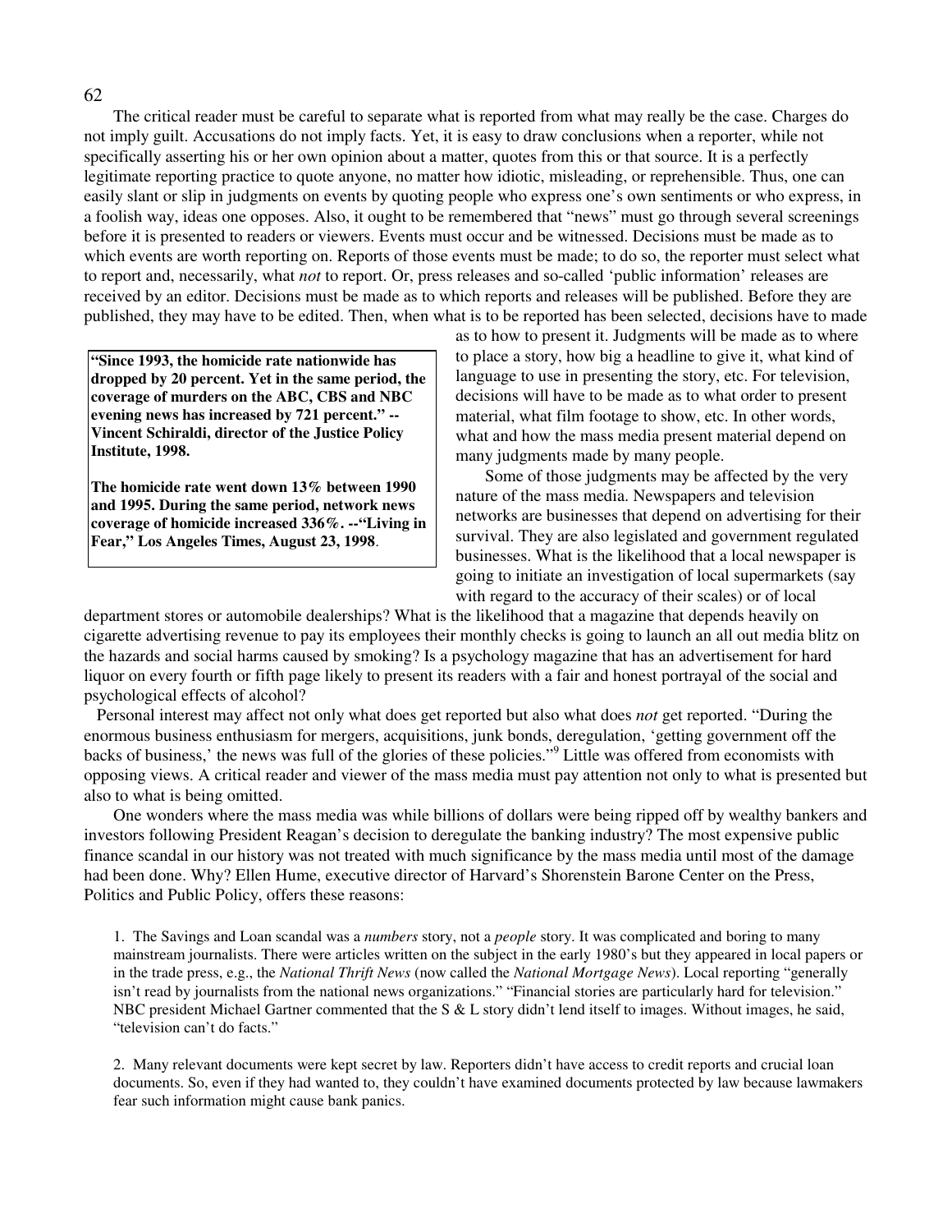The critical reader must be careful to separate what is reported from what may really be the case. Charges do not imply guilt. Accusations do not imply facts. Yet, it is easy to draw conclusions when a reporter, while not specifically asserting his or her own opinion about a matter, quotes from this or that source. It is a perfectly legitimate reporting practice to quote anyone, no matter how idiotic, misleading, or reprehensible. Thus, one can easily slant or slip in judgments on events by quoting people who express one's own sentiments or who express, in a foolish way, ideas one opposes. Also, it ought to be remembered that "news" must go through several screenings before it is presented to readers or viewers. Events must occur and be witnessed. Decisions must be made as to which events are worth reporting on. Reports of those events must be made; to do so, the reporter must select what to report and, necessarily, what *not* to report. Or, press releases and so-called 'public information' releases are received by an editor. Decisions must be made as to which reports and releases will be published. Before they are published, they may have to be edited. Then, when what is to be reported has been selected, decisions have to made as to how to present it. Judgments will be made as to where to place a story, how big a headline to give it, what kind of language to use in presenting the story, etc. For television, decisions will have to be made as to what order to present material, what film footage to show, etc. In other words, what and how the mass media present material depend on many judgments made by many people.

**"Since 1993, the homicide rate nationwide has dropped by 20 percent. Yet in the same period, the coverage of murders on the ABC, CBS and NBC evening news has increased by 721 percent." --Vincent Schiraldi, director of the Justice Policy Institute, 1998.**

**The homicide rate went down 13% between 1990 and 1995. During the same period, network news coverage of homicide increased 336%. --"Living in Fear," Los Angeles Times, August 23, 1998.**

Some of those judgments may be affected by the very nature of the mass media. Newspapers and television networks are businesses that depend on advertising for their survival. They are also legislated and government regulated businesses. What is the likelihood that a local newspaper is going to initiate an investigation of local supermarkets (say with regard to the accuracy of their scales) or of local department stores or automobile dealerships? What is the likelihood that a magazine that depends heavily on cigarette advertising revenue to pay its employees their monthly checks is going to launch an all out media blitz on the hazards and social harms caused by smoking? Is a psychology magazine that has an advertisement for hard liquor on every fourth or fifth page likely to present its readers with a fair and honest portrayal of the social and psychological effects of alcohol?

Personal interest may affect not only what does get reported but also what does *not* get reported. "During the enormous business enthusiasm for mergers, acquisitions, junk bonds, deregulation, 'getting government off the backs of business,' the news was full of the glories of these policies."[9] Little was offered from economists with opposing views. A critical reader and viewer of the mass media must pay attention not only to what is presented but also to what is being omitted.

One wonders where the mass media was while billions of dollars were being ripped off by wealthy bankers and investors following President Reagan's decision to deregulate the banking industry? The most expensive public finance scandal in our history was not treated with much significance by the mass media until most of the damage had been done. Why? Ellen Hume, executive director of Harvard's Shorenstein Barone Center on the Press, Politics and Public Policy, offers these reasons:

1. The Savings and Loan scandal was a *numbers* story, not a *people* story. It was complicated and boring to many mainstream journalists. There were articles written on the subject in the early 1980's but they appeared in local papers or in the trade press, e.g., the *National Thrift News* (now called the *National Mortgage News*). Local reporting "generally isn't read by journalists from the national news organizations." "Financial stories are particularly hard for television." NBC president Michael Gartner commented that the S & L story didn't lend itself to images. Without images, he said, "television can't do facts."

2. Many relevant documents were kept secret by law. Reporters didn't have access to credit reports and crucial loan documents. So, even if they had wanted to, they couldn't have examined documents protected by law because lawmakers fear such information might cause bank panics.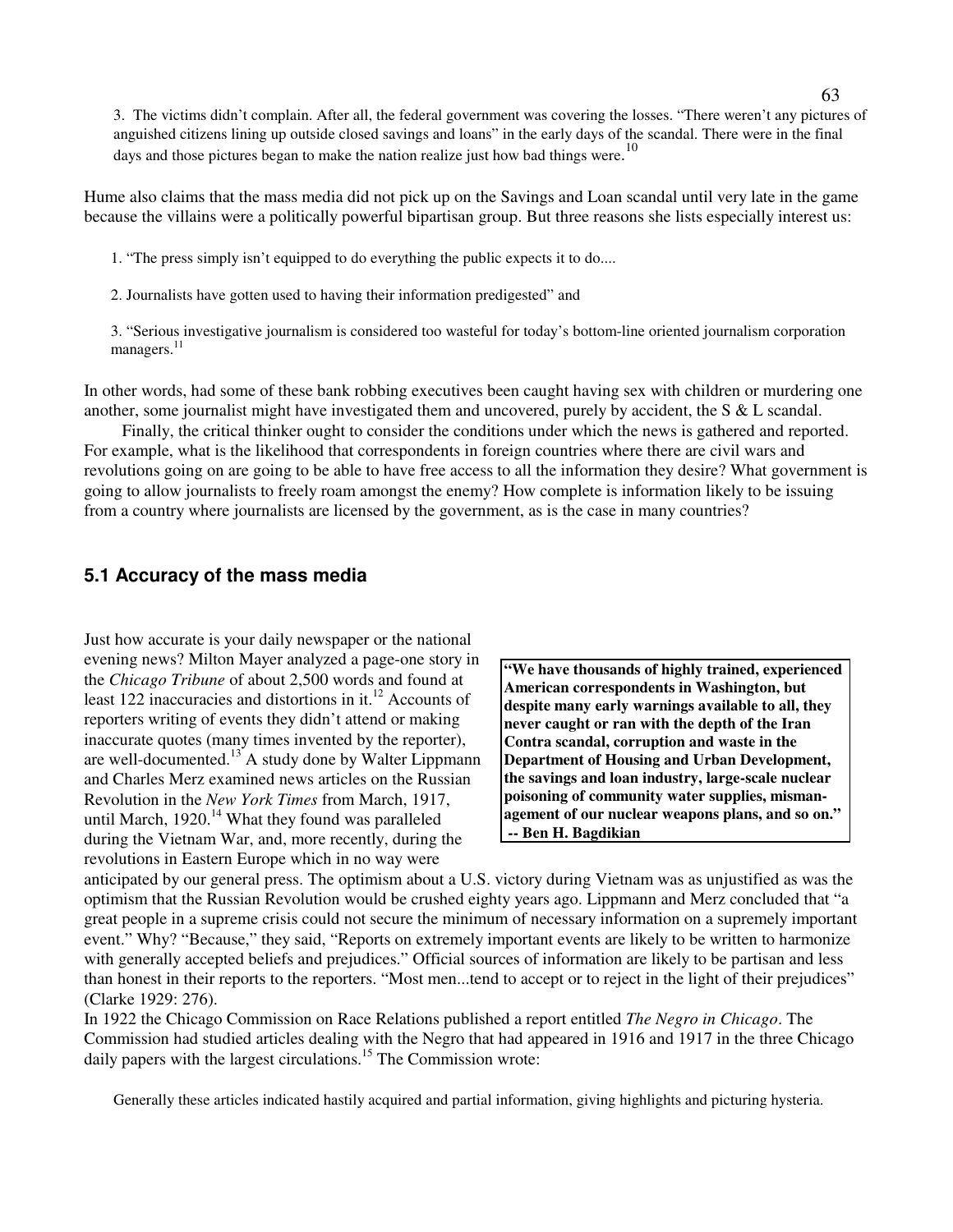3. The victims didn't complain. After all, the federal government was covering the losses. "There weren't any pictures of anguished citizens lining up outside closed savings and loans" in the early days of the scandal. There were in the final days and those pictures began to make the nation realize just how bad things were.[10]

Hume also claims that the mass media did not pick up on the Savings and Loan scandal until very late in the game because the villains were a politically powerful bipartisan group. But three reasons she lists especially interest us:

1. "The press simply isn't equipped to do everything the public expects it to do....

2. Journalists have gotten used to having their information predigested" and

3. "Serious investigative journalism is considered too wasteful for today's bottom-line oriented journalism corporation managers.[11]

In other words, had some of these bank robbing executives been caught having sex with children or murdering one another, some journalist might have investigated them and uncovered, purely by accident, the S & L scandal.

Finally, the critical thinker ought to consider the conditions under which the news is gathered and reported. For example, what is the likelihood that correspondents in foreign countries where there are civil wars and revolutions going on are going to be able to have free access to all the information they desire? What government is going to allow journalists to freely roam amongst the enemy? How complete is information likely to be issuing from a country where journalists are licensed by the government, as is the case in many countries?

## 5.1 Accuracy of the mass media

> **"We have thousands of highly trained, experienced American correspondents in Washington, but despite many early warnings available to all, they never caught or ran with the depth of the Iran Contra scandal, corruption and waste in the Department of Housing and Urban Development, the savings and loan industry, large-scale nuclear poisoning of community water supplies, mismanagement of our nuclear weapons plans, and so on." -- Ben H. Bagdikian**

Just how accurate is your daily newspaper or the national evening news? Milton Mayer analyzed a page-one story in the *Chicago Tribune* of about 2,500 words and found at least 122 inaccuracies and distortions in it.[12] Accounts of reporters writing of events they didn't attend or making inaccurate quotes (many times invented by the reporter), are well-documented.[13] A study done by Walter Lippmann and Charles Merz examined news articles on the Russian Revolution in the *New York Times* from March, 1917, until March, 1920.[14] What they found was paralleled during the Vietnam War, and, more recently, during the revolutions in Eastern Europe which in no way were anticipated by our general press. The optimism about a U.S. victory during Vietnam was as unjustified as was the optimism that the Russian Revolution would be crushed eighty years ago. Lippmann and Merz concluded that "a great people in a supreme crisis could not secure the minimum of necessary information on a supremely important event." Why? "Because," they said, "Reports on extremely important events are likely to be written to harmonize with generally accepted beliefs and prejudices." Official sources of information are likely to be partisan and less than honest in their reports to the reporters. "Most men...tend to accept or to reject in the light of their prejudices" (Clarke 1929: 276).

In 1922 the Chicago Commission on Race Relations published a report entitled *The Negro in Chicago*. The Commission had studied articles dealing with the Negro that had appeared in 1916 and 1917 in the three Chicago daily papers with the largest circulations.[15] The Commission wrote:

> Generally these articles indicated hastily acquired and partial information, giving highlights and picturing hysteria.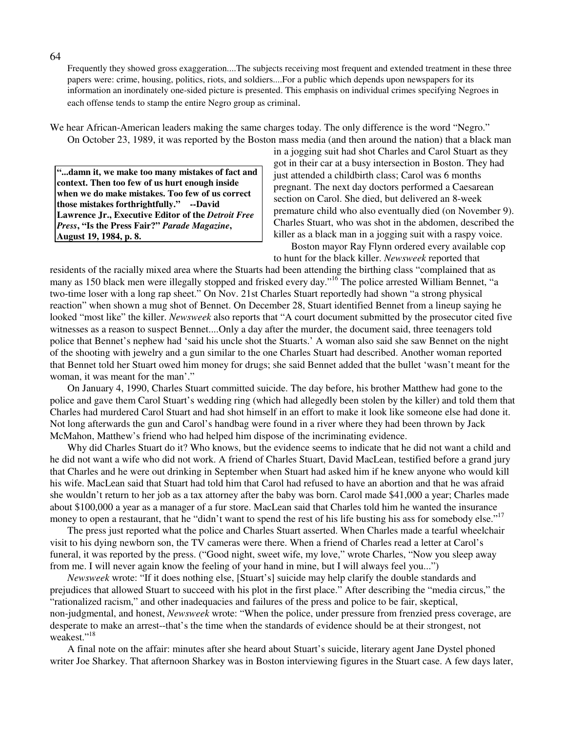> Frequently they showed gross exaggeration....The subjects receiving most frequent and extended treatment in these three papers were: crime, housing, politics, riots, and soldiers....For a public which depends upon newspapers for its information an inordinately one-sided picture is presented. This emphasis on individual crimes specifying Negroes in each offense tends to stamp the entire Negro group as criminal.

We hear African-American leaders making the same charges today. The only difference is the word "Negro."

On October 23, 1989, it was reported by the Boston mass media (and then around the nation) that a black man in a jogging suit had shot Charles and Carol Stuart as they got in their car at a busy intersection in Boston. They had just attended a childbirth class; Carol was 6 months pregnant. The next day doctors performed a Caesarean section on Carol. She died, but delivered an 8-week premature child who also eventually died (on November 9). Charles Stuart, who was shot in the abdomen, described the killer as a black man in a jogging suit with a raspy voice.

> **"...damn it, we make too many mistakes of fact and context. Then too few of us hurt enough inside when we do make mistakes. Too few of us correct those mistakes forthrightfully." --David Lawrence Jr., Executive Editor of the *Detroit Free Press*, "Is the Press Fair?" *Parade Magazine*, August 19, 1984, p. 8.**

Boston mayor Ray Flynn ordered every available cop to hunt for the black killer. *Newsweek* reported that residents of the racially mixed area where the Stuarts had been attending the birthing class "complained that as many as 150 black men were illegally stopped and frisked every day."[16] The police arrested William Bennet, "a two-time loser with a long rap sheet." On Nov. 21st Charles Stuart reportedly had shown "a strong physical reaction" when shown a mug shot of Bennet. On December 28, Stuart identified Bennet from a lineup saying he looked "most like" the killer. *Newsweek* also reports that "A court document submitted by the prosecutor cited five witnesses as a reason to suspect Bennet....Only a day after the murder, the document said, three teenagers told police that Bennet's nephew had 'said his uncle shot the Stuarts.' A woman also said she saw Bennet on the night of the shooting with jewelry and a gun similar to the one Charles Stuart had described. Another woman reported that Bennet told her Stuart owed him money for drugs; she said Bennet added that the bullet 'wasn't meant for the woman, it was meant for the man'."

On January 4, 1990, Charles Stuart committed suicide. The day before, his brother Matthew had gone to the police and gave them Carol Stuart's wedding ring (which had allegedly been stolen by the killer) and told them that Charles had murdered Carol Stuart and had shot himself in an effort to make it look like someone else had done it. Not long afterwards the gun and Carol's handbag were found in a river where they had been thrown by Jack McMahon, Matthew's friend who had helped him dispose of the incriminating evidence.

Why did Charles Stuart do it? Who knows, but the evidence seems to indicate that he did not want a child and he did not want a wife who did not work. A friend of Charles Stuart, David MacLean, testified before a grand jury that Charles and he were out drinking in September when Stuart had asked him if he knew anyone who would kill his wife. MacLean said that Stuart had told him that Carol had refused to have an abortion and that he was afraid she wouldn't return to her job as a tax attorney after the baby was born. Carol made $41,000 a year; Charles made about $100,000 a year as a manager of a fur store. MacLean said that Charles told him he wanted the insurance money to open a restaurant, that he "didn't want to spend the rest of his life busting his ass for somebody else."[17]

The press just reported what the police and Charles Stuart asserted. When Charles made a tearful wheelchair visit to his dying newborn son, the TV cameras were there. When a friend of Charles read a letter at Carol's funeral, it was reported by the press. ("Good night, sweet wife, my love," wrote Charles, "Now you sleep away from me. I will never again know the feeling of your hand in mine, but I will always feel you...")

*Newsweek* wrote: "If it does nothing else, [Stuart's] suicide may help clarify the double standards and prejudices that allowed Stuart to succeed with his plot in the first place." After describing the "media circus," the "rationalized racism," and other inadequacies and failures of the press and police to be fair, skeptical, non-judgmental, and honest, *Newsweek* wrote: "When the police, under pressure from frenzied press coverage, are desperate to make an arrest--that's the time when the standards of evidence should be at their strongest, not weakest."[18]

A final note on the affair: minutes after she heard about Stuart's suicide, literary agent Jane Dystel phoned writer Joe Sharkey. That afternoon Sharkey was in Boston interviewing figures in the Stuart case. A few days later,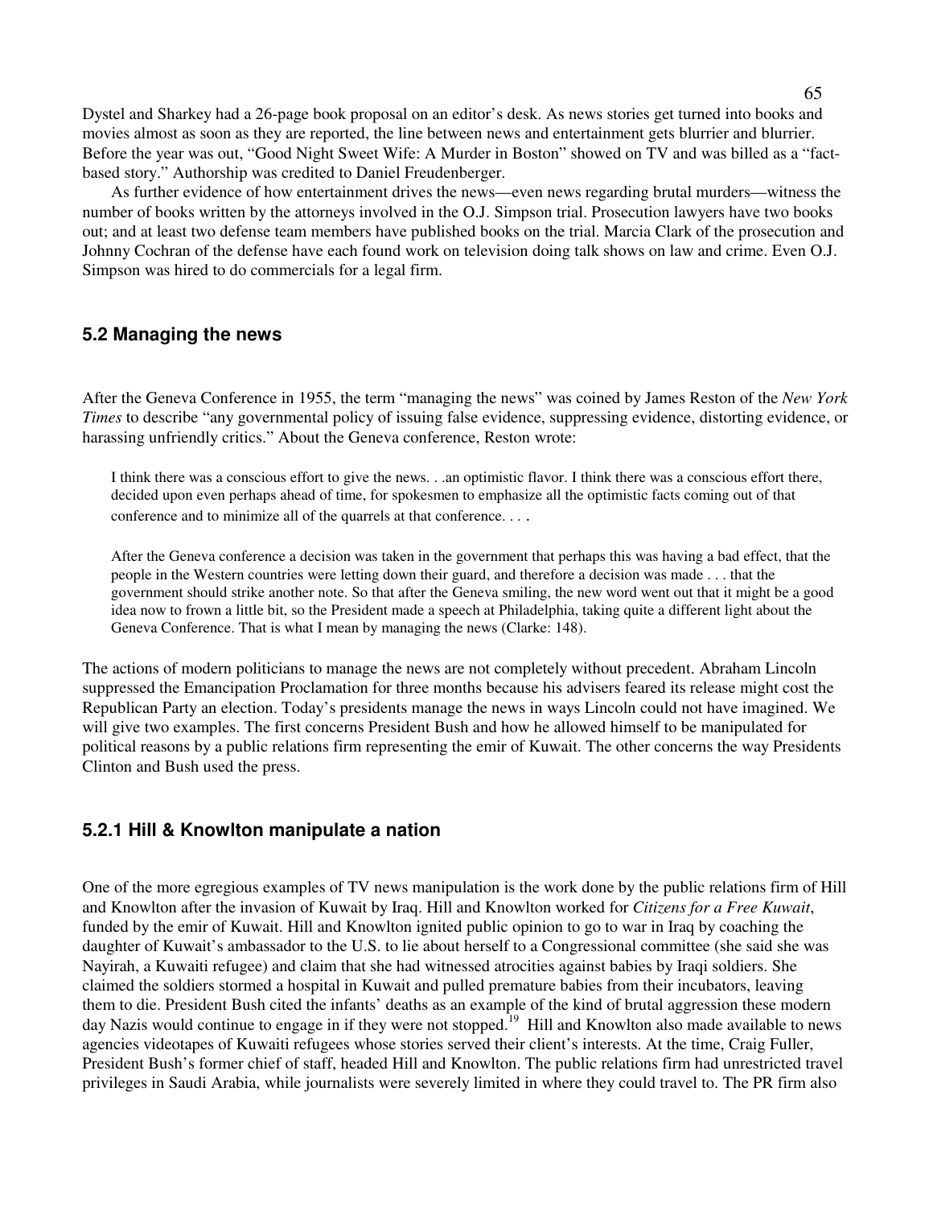Dystel and Sharkey had a 26-page book proposal on an editor's desk. As news stories get turned into books and movies almost as soon as they are reported, the line between news and entertainment gets blurrier and blurrier. Before the year was out, "Good Night Sweet Wife: A Murder in Boston" showed on TV and was billed as a "fact-based story." Authorship was credited to Daniel Freudenberger.

As further evidence of how entertainment drives the news—even news regarding brutal murders—witness the number of books written by the attorneys involved in the O.J. Simpson trial. Prosecution lawyers have two books out; and at least two defense team members have published books on the trial. Marcia Clark of the prosecution and Johnny Cochran of the defense have each found work on television doing talk shows on law and crime. Even O.J. Simpson was hired to do commercials for a legal firm.

### 5.2 Managing the news

After the Geneva Conference in 1955, the term "managing the news" was coined by James Reston of the *New York Times* to describe "any governmental policy of issuing false evidence, suppressing evidence, distorting evidence, or harassing unfriendly critics." About the Geneva conference, Reston wrote:

> I think there was a conscious effort to give the news. . .an optimistic flavor. I think there was a conscious effort there, decided upon even perhaps ahead of time, for spokesmen to emphasize all the optimistic facts coming out of that conference and to minimize all of the quarrels at that conference. . . .
>
> After the Geneva conference a decision was taken in the government that perhaps this was having a bad effect, that the people in the Western countries were letting down their guard, and therefore a decision was made . . . that the government should strike another note. So that after the Geneva smiling, the new word went out that it might be a good idea now to frown a little bit, so the President made a speech at Philadelphia, taking quite a different light about the Geneva Conference. That is what I mean by managing the news (Clarke: 148).

The actions of modern politicians to manage the news are not completely without precedent. Abraham Lincoln suppressed the Emancipation Proclamation for three months because his advisers feared its release might cost the Republican Party an election. Today's presidents manage the news in ways Lincoln could not have imagined. We will give two examples. The first concerns President Bush and how he allowed himself to be manipulated for political reasons by a public relations firm representing the emir of Kuwait. The other concerns the way Presidents Clinton and Bush used the press.

#### 5.2.1 Hill & Knowlton manipulate a nation

One of the more egregious examples of TV news manipulation is the work done by the public relations firm of Hill and Knowlton after the invasion of Kuwait by Iraq. Hill and Knowlton worked for *Citizens for a Free Kuwait*, funded by the emir of Kuwait. Hill and Knowlton ignited public opinion to go to war in Iraq by coaching the daughter of Kuwait's ambassador to the U.S. to lie about herself to a Congressional committee (she said she was Nayirah, a Kuwaiti refugee) and claim that she had witnessed atrocities against babies by Iraqi soldiers. She claimed the soldiers stormed a hospital in Kuwait and pulled premature babies from their incubators, leaving them to die. President Bush cited the infants' deaths as an example of the kind of brutal aggression these modern day Nazis would continue to engage in if they were not stopped.[19] Hill and Knowlton also made available to news agencies videotapes of Kuwaiti refugees whose stories served their client's interests. At the time, Craig Fuller, President Bush's former chief of staff, headed Hill and Knowlton. The public relations firm had unrestricted travel privileges in Saudi Arabia, while journalists were severely limited in where they could travel to. The PR firm also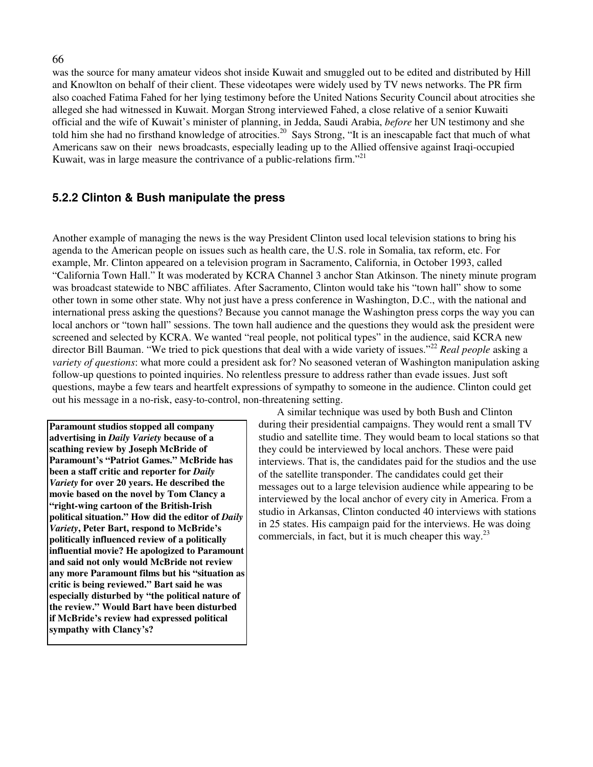was the source for many amateur videos shot inside Kuwait and smuggled out to be edited and distributed by Hill and Knowlton on behalf of their client. These videotapes were widely used by TV news networks. The PR firm also coached Fatima Fahed for her lying testimony before the United Nations Security Council about atrocities she alleged she had witnessed in Kuwait. Morgan Strong interviewed Fahed, a close relative of a senior Kuwaiti official and the wife of Kuwait's minister of planning, in Jedda, Saudi Arabia, *before* her UN testimony and she told him she had no firsthand knowledge of atrocities.[20] Says Strong, "It is an inescapable fact that much of what Americans saw on their news broadcasts, especially leading up to the Allied offensive against Iraqi-occupied Kuwait, was in large measure the contrivance of a public-relations firm."[21]

### 5.2.2 Clinton & Bush manipulate the press

Another example of managing the news is the way President Clinton used local television stations to bring his agenda to the American people on issues such as health care, the U.S. role in Somalia, tax reform, etc. For example, Mr. Clinton appeared on a television program in Sacramento, California, in October 1993, called "California Town Hall." It was moderated by KCRA Channel 3 anchor Stan Atkinson. The ninety minute program was broadcast statewide to NBC affiliates. After Sacramento, Clinton would take his "town hall" show to some other town in some other state. Why not just have a press conference in Washington, D.C., with the national and international press asking the questions? Because you cannot manage the Washington press corps the way you can local anchors or "town hall" sessions. The town hall audience and the questions they would ask the president were screened and selected by KCRA. We wanted "real people, not political types" in the audience, said KCRA new director Bill Bauman. "We tried to pick questions that deal with a wide variety of issues."[22] *Real people* asking a *variety of questions*: what more could a president ask for? No seasoned veteran of Washington manipulation asking follow-up questions to pointed inquiries. No relentless pressure to address rather than evade issues. Just soft questions, maybe a few tears and heartfelt expressions of sympathy to someone in the audience. Clinton could get out his message in a no-risk, easy-to-control, non-threatening setting.

A similar technique was used by both Bush and Clinton during their presidential campaigns. They would rent a small TV studio and satellite time. They would beam to local stations so that they could be interviewed by local anchors. These were paid interviews. That is, the candidates paid for the studios and the use of the satellite transponder. The candidates could get their messages out to a large television audience while appearing to be interviewed by the local anchor of every city in America. From a studio in Arkansas, Clinton conducted 40 interviews with stations in 25 states. His campaign paid for the interviews. He was doing commercials, in fact, but it is much cheaper this way.[23]

**Paramount studios stopped all company advertising in *Daily Variety* because of a scathing review by Joseph McBride of Paramount's "Patriot Games." McBride has been a staff critic and reporter for *Daily Variety* for over 20 years. He described the movie based on the novel by Tom Clancy a "right-wing cartoon of the British-Irish political situation." How did the editor of *Daily Variety*, Peter Bart, respond to McBride's politically influenced review of a politically influential movie? He apologized to Paramount and said not only would McBride not review any more Paramount films but his "situation as critic is being reviewed." Bart said he was especially disturbed by "the political nature of the review." Would Bart have been disturbed if McBride's review had expressed political sympathy with Clancy's?**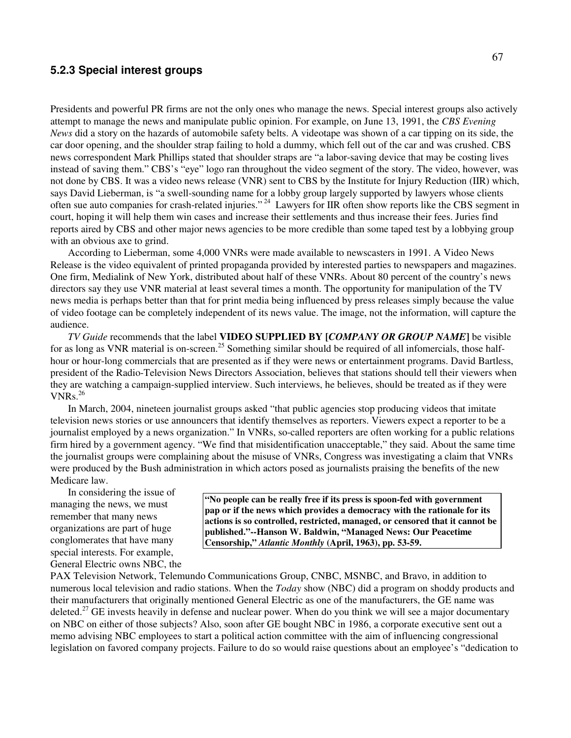### 5.2.3 Special interest groups

Presidents and powerful PR firms are not the only ones who manage the news. Special interest groups also actively attempt to manage the news and manipulate public opinion. For example, on June 13, 1991, the *CBS Evening News* did a story on the hazards of automobile safety belts. A videotape was shown of a car tipping on its side, the car door opening, and the shoulder strap failing to hold a dummy, which fell out of the car and was crushed. CBS news correspondent Mark Phillips stated that shoulder straps are "a labor-saving device that may be costing lives instead of saving them." CBS's "eye" logo ran throughout the video segment of the story. The video, however, was not done by CBS. It was a video news release (VNR) sent to CBS by the Institute for Injury Reduction (IIR) which, says David Lieberman, is "a swell-sounding name for a lobby group largely supported by lawyers whose clients often sue auto companies for crash-related injuries."[24] Lawyers for IIR often show reports like the CBS segment in court, hoping it will help them win cases and increase their settlements and thus increase their fees. Juries find reports aired by CBS and other major news agencies to be more credible than some taped test by a lobbying group with an obvious axe to grind.

According to Lieberman, some 4,000 VNRs were made available to newscasters in 1991. A Video News Release is the video equivalent of printed propaganda provided by interested parties to newspapers and magazines. One firm, Medialink of New York, distributed about half of these VNRs. About 80 percent of the country's news directors say they use VNR material at least several times a month. The opportunity for manipulation of the TV news media is perhaps better than that for print media being influenced by press releases simply because the value of video footage can be completely independent of its news value. The image, not the information, will capture the audience.

*TV Guide* recommends that the label **VIDEO SUPPLIED BY [*COMPANY OR GROUP NAME*]** be visible for as long as VNR material is on-screen.[25] Something similar should be required of all infomercials, those half-hour or hour-long commercials that are presented as if they were news or entertainment programs. David Bartless, president of the Radio-Television News Directors Association, believes that stations should tell their viewers when they are watching a campaign-supplied interview. Such interviews, he believes, should be treated as if they were VNRs.[26]

In March, 2004, nineteen journalist groups asked "that public agencies stop producing videos that imitate television news stories or use announcers that identify themselves as reporters. Viewers expect a reporter to be a journalist employed by a news organization." In VNRs, so-called reporters are often working for a public relations firm hired by a government agency. "We find that misidentification unacceptable," they said. About the same time the journalist groups were complaining about the misuse of VNRs, Congress was investigating a claim that VNRs were produced by the Bush administration in which actors posed as journalists praising the benefits of the new Medicare law.

> **"No people can be really free if its press is spoon-fed with government pap or if the news which provides a democracy with the rationale for its actions is so controlled, restricted, managed, or censored that it cannot be published."--Hanson W. Baldwin, "Managed News: Our Peacetime Censorship," *Atlantic Monthly* (April, 1963), pp. 53-59.**

In considering the issue of managing the news, we must remember that many news organizations are part of huge conglomerates that have many special interests. For example, General Electric owns NBC, the PAX Television Network, Telemundo Communications Group, CNBC, MSNBC, and Bravo, in addition to numerous local television and radio stations. When the *Today* show (NBC) did a program on shoddy products and their manufacturers that originally mentioned General Electric as one of the manufacturers, the GE name was deleted.[27] GE invests heavily in defense and nuclear power. When do you think we will see a major documentary on NBC on either of those subjects? Also, soon after GE bought NBC in 1986, a corporate executive sent out a memo advising NBC employees to start a political action committee with the aim of influencing congressional legislation on favored company projects. Failure to do so would raise questions about an employee's "dedication to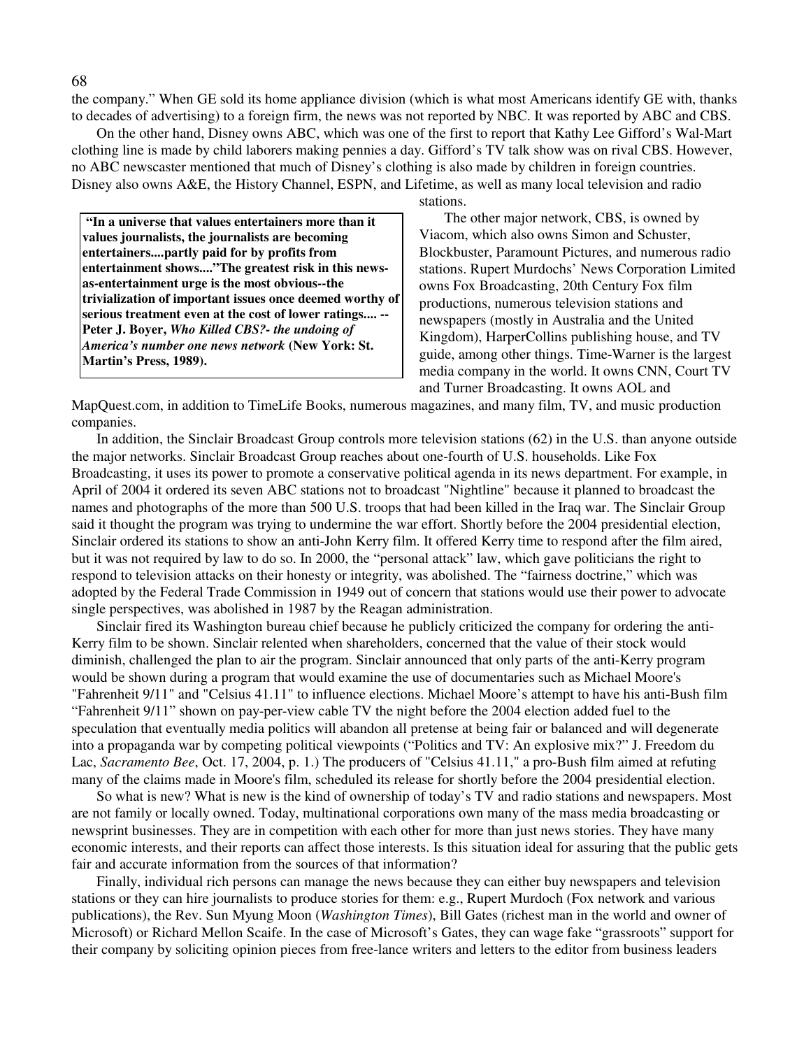the company." When GE sold its home appliance division (which is what most Americans identify GE with, thanks to decades of advertising) to a foreign firm, the news was not reported by NBC. It was reported by ABC and CBS.

On the other hand, Disney owns ABC, which was one of the first to report that Kathy Lee Gifford's Wal-Mart clothing line is made by child laborers making pennies a day. Gifford's TV talk show was on rival CBS. However, no ABC newscaster mentioned that much of Disney's clothing is also made by children in foreign countries. Disney also owns A&E, the History Channel, ESPN, and Lifetime, as well as many local television and radio stations.

> **"In a universe that values entertainers more than it values journalists, the journalists are becoming entertainers....partly paid for by profits from entertainment shows...."The greatest risk in this news-as-entertainment urge is the most obvious--the trivialization of important issues once deemed worthy of serious treatment even at the cost of lower ratings.... -- Peter J. Boyer, *Who Killed CBS?- the undoing of America's number one news network* (New York: St. Martin's Press, 1989).**

The other major network, CBS, is owned by Viacom, which also owns Simon and Schuster, Blockbuster, Paramount Pictures, and numerous radio stations. Rupert Murdochs' News Corporation Limited owns Fox Broadcasting, 20th Century Fox film productions, numerous television stations and newspapers (mostly in Australia and the United Kingdom), HarperCollins publishing house, and TV guide, among other things. Time-Warner is the largest media company in the world. It owns CNN, Court TV and Turner Broadcasting. It owns AOL and MapQuest.com, in addition to TimeLife Books, numerous magazines, and many film, TV, and music production companies.

In addition, the Sinclair Broadcast Group controls more television stations (62) in the U.S. than anyone outside the major networks. Sinclair Broadcast Group reaches about one-fourth of U.S. households. Like Fox Broadcasting, it uses its power to promote a conservative political agenda in its news department. For example, in April of 2004 it ordered its seven ABC stations not to broadcast "Nightline" because it planned to broadcast the names and photographs of the more than 500 U.S. troops that had been killed in the Iraq war. The Sinclair Group said it thought the program was trying to undermine the war effort. Shortly before the 2004 presidential election, Sinclair ordered its stations to show an anti-John Kerry film. It offered Kerry time to respond after the film aired, but it was not required by law to do so. In 2000, the "personal attack" law, which gave politicians the right to respond to television attacks on their honesty or integrity, was abolished. The "fairness doctrine," which was adopted by the Federal Trade Commission in 1949 out of concern that stations would use their power to advocate single perspectives, was abolished in 1987 by the Reagan administration.

Sinclair fired its Washington bureau chief because he publicly criticized the company for ordering the anti-Kerry film to be shown. Sinclair relented when shareholders, concerned that the value of their stock would diminish, challenged the plan to air the program. Sinclair announced that only parts of the anti-Kerry program would be shown during a program that would examine the use of documentaries such as Michael Moore's "Fahrenheit 9/11" and "Celsius 41.11" to influence elections. Michael Moore's attempt to have his anti-Bush film "Fahrenheit 9/11" shown on pay-per-view cable TV the night before the 2004 election added fuel to the speculation that eventually media politics will abandon all pretense at being fair or balanced and will degenerate into a propaganda war by competing political viewpoints ("Politics and TV: An explosive mix?" J. Freedom du Lac, *Sacramento Bee*, Oct. 17, 2004, p. 1.) The producers of "Celsius 41.11," a pro-Bush film aimed at refuting many of the claims made in Moore's film, scheduled its release for shortly before the 2004 presidential election.

So what is new? What is new is the kind of ownership of today's TV and radio stations and newspapers. Most are not family or locally owned. Today, multinational corporations own many of the mass media broadcasting or newsprint businesses. They are in competition with each other for more than just news stories. They have many economic interests, and their reports can affect those interests. Is this situation ideal for assuring that the public gets fair and accurate information from the sources of that information?

Finally, individual rich persons can manage the news because they can either buy newspapers and television stations or they can hire journalists to produce stories for them: e.g., Rupert Murdoch (Fox network and various publications), the Rev. Sun Myung Moon (*Washington Times*), Bill Gates (richest man in the world and owner of Microsoft) or Richard Mellon Scaife. In the case of Microsoft's Gates, they can wage fake "grassroots" support for their company by soliciting opinion pieces from free-lance writers and letters to the editor from business leaders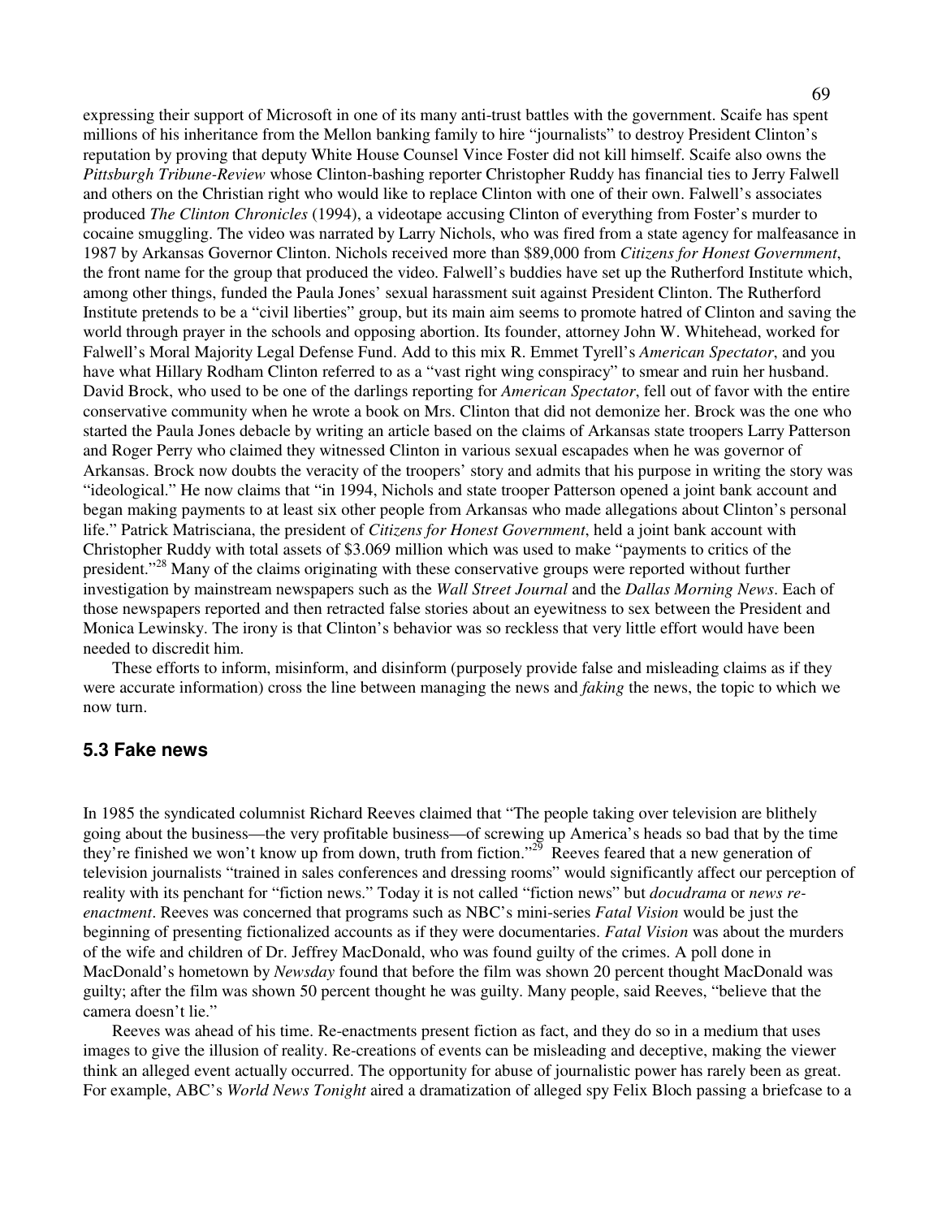expressing their support of Microsoft in one of its many anti-trust battles with the government. Scaife has spent millions of his inheritance from the Mellon banking family to hire "journalists" to destroy President Clinton's reputation by proving that deputy White House Counsel Vince Foster did not kill himself. Scaife also owns the *Pittsburgh Tribune-Review* whose Clinton-bashing reporter Christopher Ruddy has financial ties to Jerry Falwell and others on the Christian right who would like to replace Clinton with one of their own. Falwell's associates produced *The Clinton Chronicles* (1994), a videotape accusing Clinton of everything from Foster's murder to cocaine smuggling. The video was narrated by Larry Nichols, who was fired from a state agency for malfeasance in 1987 by Arkansas Governor Clinton. Nichols received more than $89,000 from *Citizens for Honest Government*, the front name for the group that produced the video. Falwell's buddies have set up the Rutherford Institute which, among other things, funded the Paula Jones' sexual harassment suit against President Clinton. The Rutherford Institute pretends to be a "civil liberties" group, but its main aim seems to promote hatred of Clinton and saving the world through prayer in the schools and opposing abortion. Its founder, attorney John W. Whitehead, worked for Falwell's Moral Majority Legal Defense Fund. Add to this mix R. Emmet Tyrell's *American Spectator*, and you have what Hillary Rodham Clinton referred to as a "vast right wing conspiracy" to smear and ruin her husband. David Brock, who used to be one of the darlings reporting for *American Spectator*, fell out of favor with the entire conservative community when he wrote a book on Mrs. Clinton that did not demonize her. Brock was the one who started the Paula Jones debacle by writing an article based on the claims of Arkansas state troopers Larry Patterson and Roger Perry who claimed they witnessed Clinton in various sexual escapades when he was governor of Arkansas. Brock now doubts the veracity of the troopers' story and admits that his purpose in writing the story was "ideological." He now claims that "in 1994, Nichols and state trooper Patterson opened a joint bank account and began making payments to at least six other people from Arkansas who made allegations about Clinton's personal life." Patrick Matrisciana, the president of *Citizens for Honest Government*, held a joint bank account with Christopher Ruddy with total assets of $3.069 million which was used to make "payments to critics of the president."[28] Many of the claims originating with these conservative groups were reported without further investigation by mainstream newspapers such as the *Wall Street Journal* and the *Dallas Morning News*. Each of those newspapers reported and then retracted false stories about an eyewitness to sex between the President and Monica Lewinsky. The irony is that Clinton's behavior was so reckless that very little effort would have been needed to discredit him.

These efforts to inform, misinform, and disinform (purposely provide false and misleading claims as if they were accurate information) cross the line between managing the news and *faking* the news, the topic to which we now turn.

### 5.3 Fake news

In 1985 the syndicated columnist Richard Reeves claimed that "The people taking over television are blithely going about the business—the very profitable business—of screwing up America's heads so bad that by the time they're finished we won't know up from down, truth from fiction."[29] Reeves feared that a new generation of television journalists "trained in sales conferences and dressing rooms" would significantly affect our perception of reality with its penchant for "fiction news." Today it is not called "fiction news" but *docudrama* or *news re-enactment*. Reeves was concerned that programs such as NBC's mini-series *Fatal Vision* would be just the beginning of presenting fictionalized accounts as if they were documentaries. *Fatal Vision* was about the murders of the wife and children of Dr. Jeffrey MacDonald, who was found guilty of the crimes. A poll done in MacDonald's hometown by *Newsday* found that before the film was shown 20 percent thought MacDonald was guilty; after the film was shown 50 percent thought he was guilty. Many people, said Reeves, "believe that the camera doesn't lie."

Reeves was ahead of his time. Re-enactments present fiction as fact, and they do so in a medium that uses images to give the illusion of reality. Re-creations of events can be misleading and deceptive, making the viewer think an alleged event actually occurred. The opportunity for abuse of journalistic power has rarely been as great. For example, ABC's *World News Tonight* aired a dramatization of alleged spy Felix Bloch passing a briefcase to a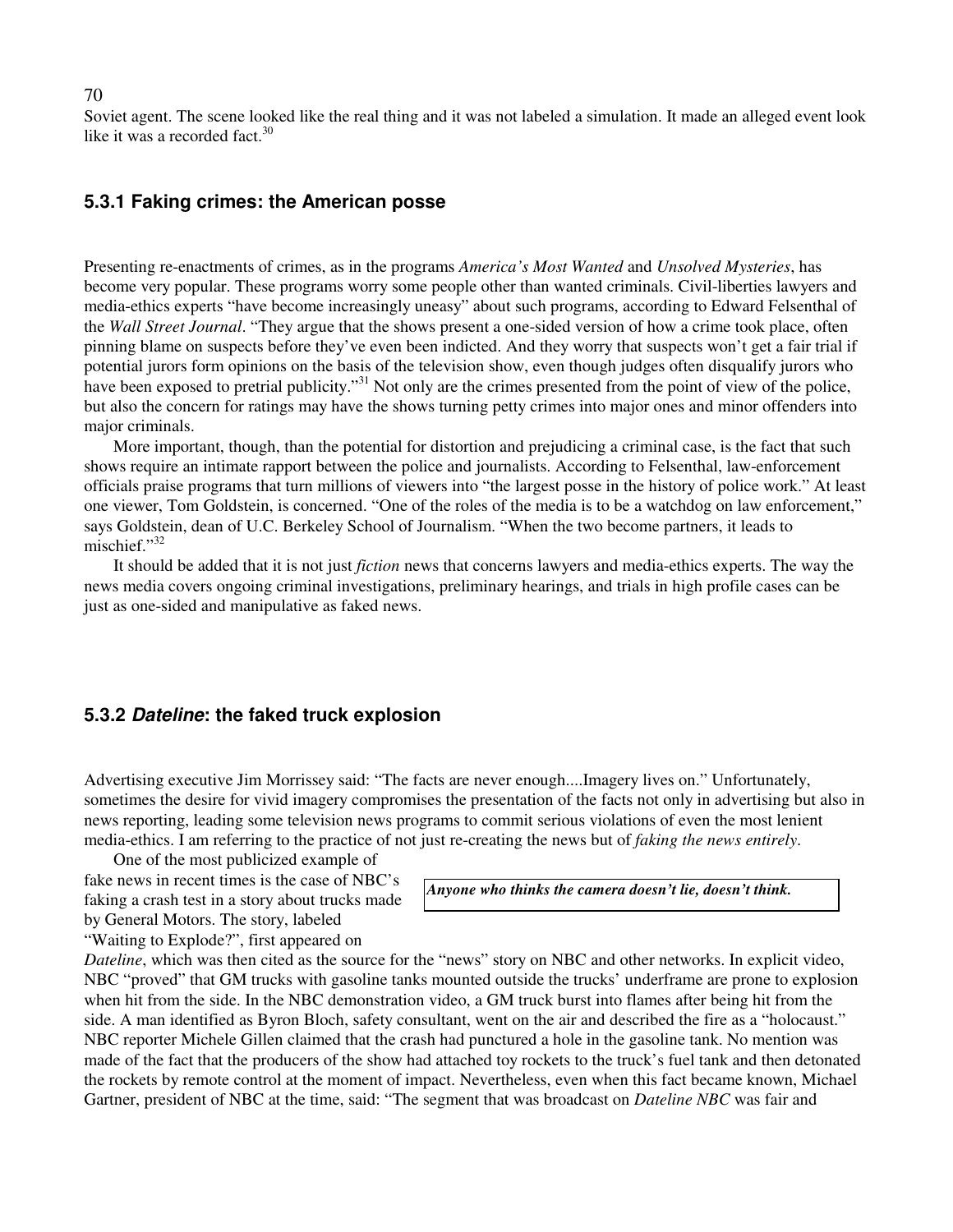Soviet agent. The scene looked like the real thing and it was not labeled a simulation. It made an alleged event look like it was a recorded fact.[30]

### 5.3.1 Faking crimes: the American posse

Presenting re-enactments of crimes, as in the programs *America's Most Wanted* and *Unsolved Mysteries*, has become very popular. These programs worry some people other than wanted criminals. Civil-liberties lawyers and media-ethics experts "have become increasingly uneasy" about such programs, according to Edward Felsenthal of the *Wall Street Journal*. "They argue that the shows present a one-sided version of how a crime took place, often pinning blame on suspects before they've even been indicted. And they worry that suspects won't get a fair trial if potential jurors form opinions on the basis of the television show, even though judges often disqualify jurors who have been exposed to pretrial publicity."[31] Not only are the crimes presented from the point of view of the police, but also the concern for ratings may have the shows turning petty crimes into major ones and minor offenders into major criminals.

More important, though, than the potential for distortion and prejudicing a criminal case, is the fact that such shows require an intimate rapport between the police and journalists. According to Felsenthal, law-enforcement officials praise programs that turn millions of viewers into "the largest posse in the history of police work." At least one viewer, Tom Goldstein, is concerned. "One of the roles of the media is to be a watchdog on law enforcement," says Goldstein, dean of U.C. Berkeley School of Journalism. "When the two become partners, it leads to mischief."[32]

It should be added that it is not just *fiction* news that concerns lawyers and media-ethics experts. The way the news media covers ongoing criminal investigations, preliminary hearings, and trials in high profile cases can be just as one-sided and manipulative as faked news.

### 5.3.2 *Dateline*: the faked truck explosion

Advertising executive Jim Morrissey said: "The facts are never enough....Imagery lives on." Unfortunately, sometimes the desire for vivid imagery compromises the presentation of the facts not only in advertising but also in news reporting, leading some television news programs to commit serious violations of even the most lenient media-ethics. I am referring to the practice of not just re-creating the news but of *faking the news entirely*.

> ***Anyone who thinks the camera doesn't lie, doesn't think.***

One of the most publicized example of fake news in recent times is the case of NBC's faking a crash test in a story about trucks made by General Motors. The story, labeled "Waiting to Explode?", first appeared on *Dateline*, which was then cited as the source for the "news" story on NBC and other networks. In explicit video, NBC "proved" that GM trucks with gasoline tanks mounted outside the trucks' underframe are prone to explosion when hit from the side. In the NBC demonstration video, a GM truck burst into flames after being hit from the side. A man identified as Byron Bloch, safety consultant, went on the air and described the fire as a "holocaust." NBC reporter Michele Gillen claimed that the crash had punctured a hole in the gasoline tank. No mention was made of the fact that the producers of the show had attached toy rockets to the truck's fuel tank and then detonated the rockets by remote control at the moment of impact. Nevertheless, even when this fact became known, Michael Gartner, president of NBC at the time, said: "The segment that was broadcast on *Dateline NBC* was fair and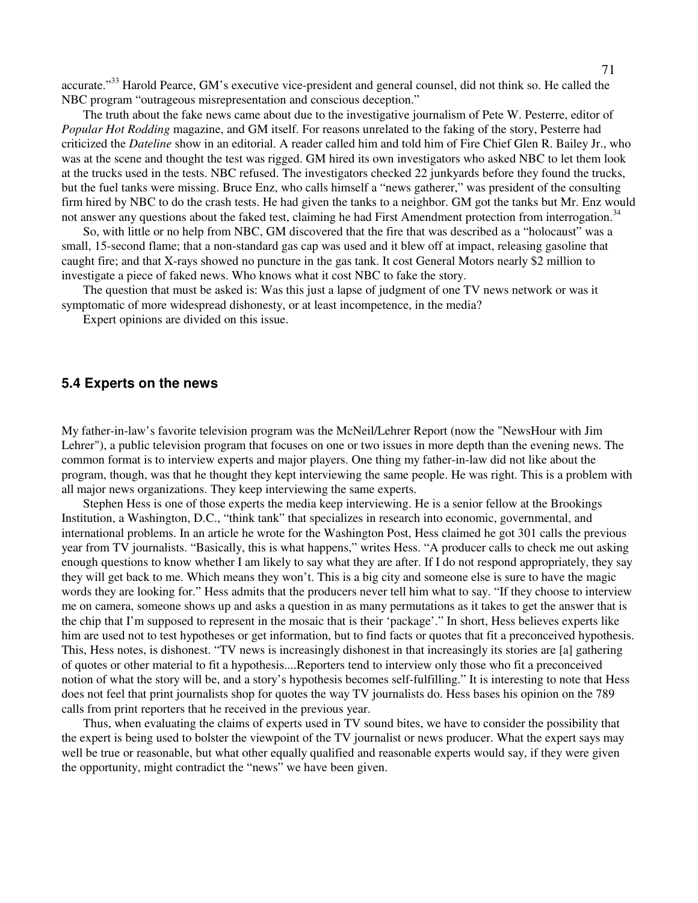accurate."[33] Harold Pearce, GM's executive vice-president and general counsel, did not think so. He called the NBC program "outrageous misrepresentation and conscious deception."

The truth about the fake news came about due to the investigative journalism of Pete W. Pesterre, editor of *Popular Hot Rodding* magazine, and GM itself. For reasons unrelated to the faking of the story, Pesterre had criticized the *Dateline* show in an editorial. A reader called him and told him of Fire Chief Glen R. Bailey Jr., who was at the scene and thought the test was rigged. GM hired its own investigators who asked NBC to let them look at the trucks used in the tests. NBC refused. The investigators checked 22 junkyards before they found the trucks, but the fuel tanks were missing. Bruce Enz, who calls himself a "news gatherer," was president of the consulting firm hired by NBC to do the crash tests. He had given the tanks to a neighbor. GM got the tanks but Mr. Enz would not answer any questions about the faked test, claiming he had First Amendment protection from interrogation.[34]

So, with little or no help from NBC, GM discovered that the fire that was described as a "holocaust" was a small, 15-second flame; that a non-standard gas cap was used and it blew off at impact, releasing gasoline that caught fire; and that X-rays showed no puncture in the gas tank. It cost General Motors nearly $2 million to investigate a piece of faked news. Who knows what it cost NBC to fake the story.

The question that must be asked is: Was this just a lapse of judgment of one TV news network or was it symptomatic of more widespread dishonesty, or at least incompetence, in the media?

Expert opinions are divided on this issue.

## 5.4 Experts on the news

My father-in-law's favorite television program was the McNeil/Lehrer Report (now the "NewsHour with Jim Lehrer"), a public television program that focuses on one or two issues in more depth than the evening news. The common format is to interview experts and major players. One thing my father-in-law did not like about the program, though, was that he thought they kept interviewing the same people. He was right. This is a problem with all major news organizations. They keep interviewing the same experts.

Stephen Hess is one of those experts the media keep interviewing. He is a senior fellow at the Brookings Institution, a Washington, D.C., "think tank" that specializes in research into economic, governmental, and international problems. In an article he wrote for the Washington Post, Hess claimed he got 301 calls the previous year from TV journalists. "Basically, this is what happens," writes Hess. "A producer calls to check me out asking enough questions to know whether I am likely to say what they are after. If I do not respond appropriately, they say they will get back to me. Which means they won't. This is a big city and someone else is sure to have the magic words they are looking for." Hess admits that the producers never tell him what to say. "If they choose to interview me on camera, someone shows up and asks a question in as many permutations as it takes to get the answer that is the chip that I'm supposed to represent in the mosaic that is their 'package'." In short, Hess believes experts like him are used not to test hypotheses or get information, but to find facts or quotes that fit a preconceived hypothesis. This, Hess notes, is dishonest. "TV news is increasingly dishonest in that increasingly its stories are [a] gathering of quotes or other material to fit a hypothesis....Reporters tend to interview only those who fit a preconceived notion of what the story will be, and a story's hypothesis becomes self-fulfilling." It is interesting to note that Hess does not feel that print journalists shop for quotes the way TV journalists do. Hess bases his opinion on the 789 calls from print reporters that he received in the previous year.

Thus, when evaluating the claims of experts used in TV sound bites, we have to consider the possibility that the expert is being used to bolster the viewpoint of the TV journalist or news producer. What the expert says may well be true or reasonable, but what other equally qualified and reasonable experts would say, if they were given the opportunity, might contradict the "news" we have been given.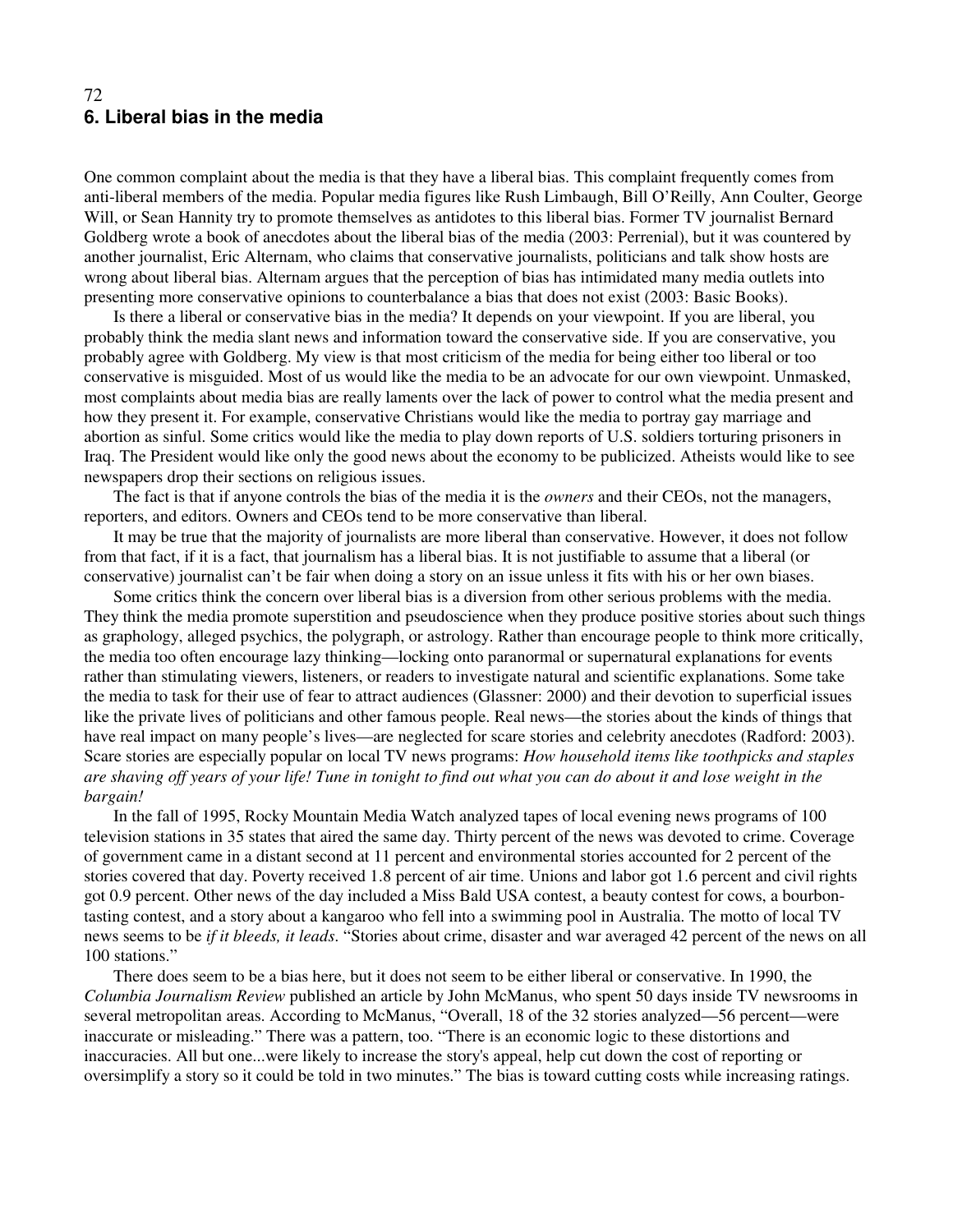## 6. Liberal bias in the media

One common complaint about the media is that they have a liberal bias. This complaint frequently comes from anti-liberal members of the media. Popular media figures like Rush Limbaugh, Bill O'Reilly, Ann Coulter, George Will, or Sean Hannity try to promote themselves as antidotes to this liberal bias. Former TV journalist Bernard Goldberg wrote a book of anecdotes about the liberal bias of the media (2003: Perrenial), but it was countered by another journalist, Eric Alternam, who claims that conservative journalists, politicians and talk show hosts are wrong about liberal bias. Alternam argues that the perception of bias has intimidated many media outlets into presenting more conservative opinions to counterbalance a bias that does not exist (2003: Basic Books).

Is there a liberal or conservative bias in the media? It depends on your viewpoint. If you are liberal, you probably think the media slant news and information toward the conservative side. If you are conservative, you probably agree with Goldberg. My view is that most criticism of the media for being either too liberal or too conservative is misguided. Most of us would like the media to be an advocate for our own viewpoint. Unmasked, most complaints about media bias are really laments over the lack of power to control what the media present and how they present it. For example, conservative Christians would like the media to portray gay marriage and abortion as sinful. Some critics would like the media to play down reports of U.S. soldiers torturing prisoners in Iraq. The President would like only the good news about the economy to be publicized. Atheists would like to see newspapers drop their sections on religious issues.

The fact is that if anyone controls the bias of the media it is the *owners* and their CEOs, not the managers, reporters, and editors. Owners and CEOs tend to be more conservative than liberal.

It may be true that the majority of journalists are more liberal than conservative. However, it does not follow from that fact, if it is a fact, that journalism has a liberal bias. It is not justifiable to assume that a liberal (or conservative) journalist can't be fair when doing a story on an issue unless it fits with his or her own biases.

Some critics think the concern over liberal bias is a diversion from other serious problems with the media. They think the media promote superstition and pseudoscience when they produce positive stories about such things as graphology, alleged psychics, the polygraph, or astrology. Rather than encourage people to think more critically, the media too often encourage lazy thinking—locking onto paranormal or supernatural explanations for events rather than stimulating viewers, listeners, or readers to investigate natural and scientific explanations. Some take the media to task for their use of fear to attract audiences (Glassner: 2000) and their devotion to superficial issues like the private lives of politicians and other famous people. Real news—the stories about the kinds of things that have real impact on many people's lives—are neglected for scare stories and celebrity anecdotes (Radford: 2003). Scare stories are especially popular on local TV news programs: *How household items like toothpicks and staples are shaving off years of your life! Tune in tonight to find out what you can do about it and lose weight in the bargain!*

In the fall of 1995, Rocky Mountain Media Watch analyzed tapes of local evening news programs of 100 television stations in 35 states that aired the same day. Thirty percent of the news was devoted to crime. Coverage of government came in a distant second at 11 percent and environmental stories accounted for 2 percent of the stories covered that day. Poverty received 1.8 percent of air time. Unions and labor got 1.6 percent and civil rights got 0.9 percent. Other news of the day included a Miss Bald USA contest, a beauty contest for cows, a bourbon-tasting contest, and a story about a kangaroo who fell into a swimming pool in Australia. The motto of local TV news seems to be *if it bleeds, it leads*. "Stories about crime, disaster and war averaged 42 percent of the news on all 100 stations."

There does seem to be a bias here, but it does not seem to be either liberal or conservative. In 1990, the *Columbia Journalism Review* published an article by John McManus, who spent 50 days inside TV newsrooms in several metropolitan areas. According to McManus, "Overall, 18 of the 32 stories analyzed—56 percent—were inaccurate or misleading." There was a pattern, too. "There is an economic logic to these distortions and inaccuracies. All but one...were likely to increase the story's appeal, help cut down the cost of reporting or oversimplify a story so it could be told in two minutes." The bias is toward cutting costs while increasing ratings.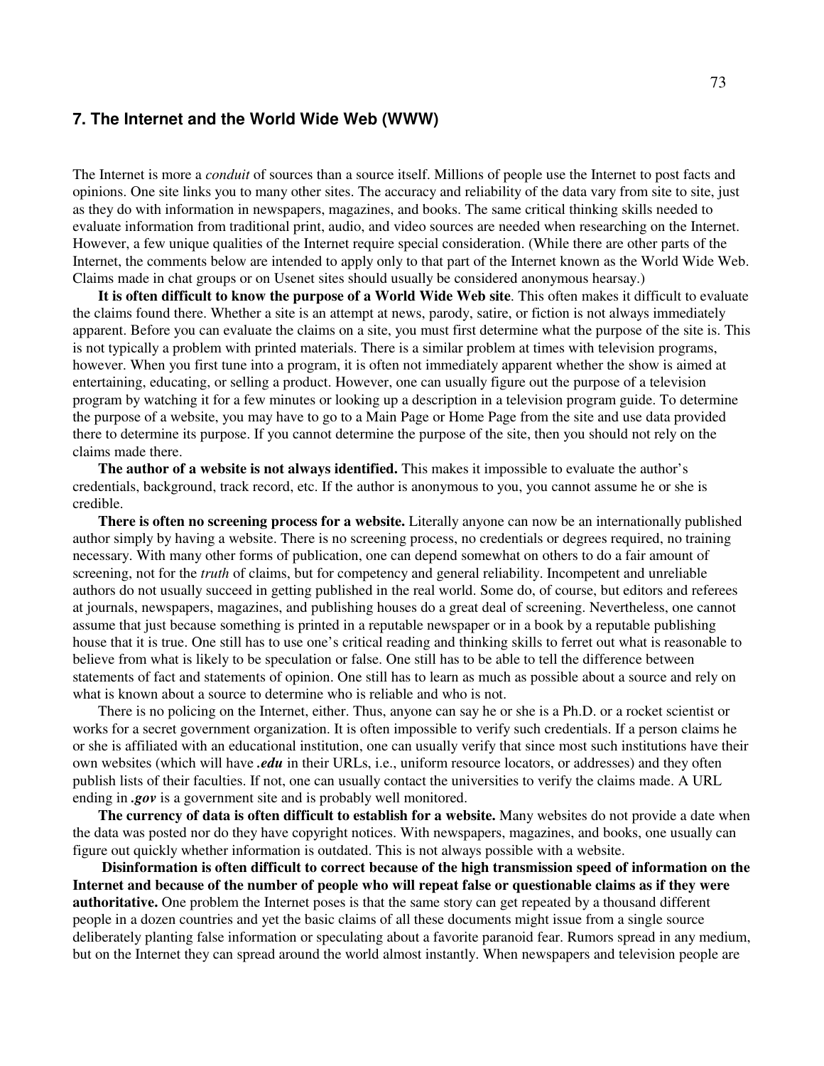## 7. The Internet and the World Wide Web (WWW)

The Internet is more a *conduit* of sources than a source itself. Millions of people use the Internet to post facts and opinions. One site links you to many other sites. The accuracy and reliability of the data vary from site to site, just as they do with information in newspapers, magazines, and books. The same critical thinking skills needed to evaluate information from traditional print, audio, and video sources are needed when researching on the Internet. However, a few unique qualities of the Internet require special consideration. (While there are other parts of the Internet, the comments below are intended to apply only to that part of the Internet known as the World Wide Web. Claims made in chat groups or on Usenet sites should usually be considered anonymous hearsay.)

**It is often difficult to know the purpose of a World Wide Web site**. This often makes it difficult to evaluate the claims found there. Whether a site is an attempt at news, parody, satire, or fiction is not always immediately apparent. Before you can evaluate the claims on a site, you must first determine what the purpose of the site is. This is not typically a problem with printed materials. There is a similar problem at times with television programs, however. When you first tune into a program, it is often not immediately apparent whether the show is aimed at entertaining, educating, or selling a product. However, one can usually figure out the purpose of a television program by watching it for a few minutes or looking up a description in a television program guide. To determine the purpose of a website, you may have to go to a Main Page or Home Page from the site and use data provided there to determine its purpose. If you cannot determine the purpose of the site, then you should not rely on the claims made there.

**The author of a website is not always identified.** This makes it impossible to evaluate the author's credentials, background, track record, etc. If the author is anonymous to you, you cannot assume he or she is credible.

**There is often no screening process for a website.** Literally anyone can now be an internationally published author simply by having a website. There is no screening process, no credentials or degrees required, no training necessary. With many other forms of publication, one can depend somewhat on others to do a fair amount of screening, not for the *truth* of claims, but for competency and general reliability. Incompetent and unreliable authors do not usually succeed in getting published in the real world. Some do, of course, but editors and referees at journals, newspapers, magazines, and publishing houses do a great deal of screening. Nevertheless, one cannot assume that just because something is printed in a reputable newspaper or in a book by a reputable publishing house that it is true. One still has to use one's critical reading and thinking skills to ferret out what is reasonable to believe from what is likely to be speculation or false. One still has to be able to tell the difference between statements of fact and statements of opinion. One still has to learn as much as possible about a source and rely on what is known about a source to determine who is reliable and who is not.

There is no policing on the Internet, either. Thus, anyone can say he or she is a Ph.D. or a rocket scientist or works for a secret government organization. It is often impossible to verify such credentials. If a person claims he or she is affiliated with an educational institution, one can usually verify that since most such institutions have their own websites (which will have ***.edu*** in their URLs, i.e., uniform resource locators, or addresses) and they often publish lists of their faculties. If not, one can usually contact the universities to verify the claims made. A URL ending in ***.gov*** is a government site and is probably well monitored.

**The currency of data is often difficult to establish for a website.** Many websites do not provide a date when the data was posted nor do they have copyright notices. With newspapers, magazines, and books, one usually can figure out quickly whether information is outdated. This is not always possible with a website.

**Disinformation is often difficult to correct because of the high transmission speed of information on the Internet and because of the number of people who will repeat false or questionable claims as if they were authoritative.** One problem the Internet poses is that the same story can get repeated by a thousand different people in a dozen countries and yet the basic claims of all these documents might issue from a single source deliberately planting false information or speculating about a favorite paranoid fear. Rumors spread in any medium, but on the Internet they can spread around the world almost instantly. When newspapers and television people are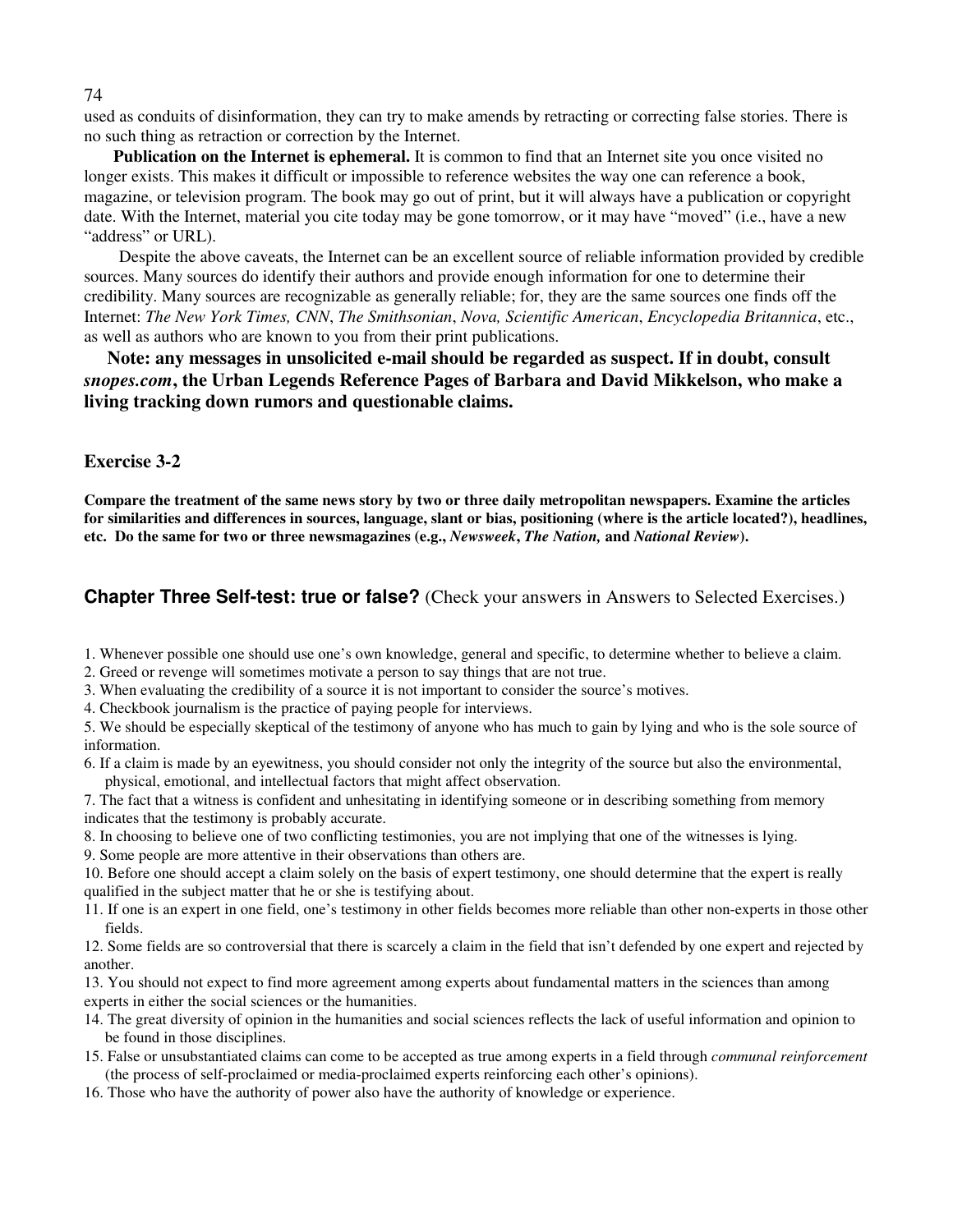used as conduits of disinformation, they can try to make amends by retracting or correcting false stories. There is no such thing as retraction or correction by the Internet.

**Publication on the Internet is ephemeral.** It is common to find that an Internet site you once visited no longer exists. This makes it difficult or impossible to reference websites the way one can reference a book, magazine, or television program. The book may go out of print, but it will always have a publication or copyright date. With the Internet, material you cite today may be gone tomorrow, or it may have "moved" (i.e., have a new "address" or URL).

Despite the above caveats, the Internet can be an excellent source of reliable information provided by credible sources. Many sources do identify their authors and provide enough information for one to determine their credibility. Many sources are recognizable as generally reliable; for, they are the same sources one finds off the Internet: *The New York Times, CNN*, *The Smithsonian*, *Nova, Scientific American*, *Encyclopedia Britannica*, etc., as well as authors who are known to you from their print publications.

**Note: any messages in unsolicited e-mail should be regarded as suspect. If in doubt, consult *snopes.com*, the Urban Legends Reference Pages of Barbara and David Mikkelson, who make a living tracking down rumors and questionable claims.**

### Exercise 3-2

**Compare the treatment of the same news story by two or three daily metropolitan newspapers. Examine the articles for similarities and differences in sources, language, slant or bias, positioning (where is the article located?), headlines, etc. Do the same for two or three newsmagazines (e.g., *Newsweek*, *The Nation,* and *National Review*).**

### Chapter Three Self-test: true or false? (Check your answers in Answers to Selected Exercises.)

1. Whenever possible one should use one's own knowledge, general and specific, to determine whether to believe a claim.
2. Greed or revenge will sometimes motivate a person to say things that are not true.
3. When evaluating the credibility of a source it is not important to consider the source's motives.
4. Checkbook journalism is the practice of paying people for interviews.
5. We should be especially skeptical of the testimony of anyone who has much to gain by lying and who is the sole source of information.
6. If a claim is made by an eyewitness, you should consider not only the integrity of the source but also the environmental, physical, emotional, and intellectual factors that might affect observation.
7. The fact that a witness is confident and unhesitating in identifying someone or in describing something from memory indicates that the testimony is probably accurate.
8. In choosing to believe one of two conflicting testimonies, you are not implying that one of the witnesses is lying.
9. Some people are more attentive in their observations than others are.
10. Before one should accept a claim solely on the basis of expert testimony, one should determine that the expert is really qualified in the subject matter that he or she is testifying about.
11. If one is an expert in one field, one's testimony in other fields becomes more reliable than other non-experts in those other fields.
12. Some fields are so controversial that there is scarcely a claim in the field that isn't defended by one expert and rejected by another.
13. You should not expect to find more agreement among experts about fundamental matters in the sciences than among experts in either the social sciences or the humanities.
14. The great diversity of opinion in the humanities and social sciences reflects the lack of useful information and opinion to be found in those disciplines.
15. False or unsubstantiated claims can come to be accepted as true among experts in a field through *communal reinforcement* (the process of self-proclaimed or media-proclaimed experts reinforcing each other's opinions).
16. Those who have the authority of power also have the authority of knowledge or experience.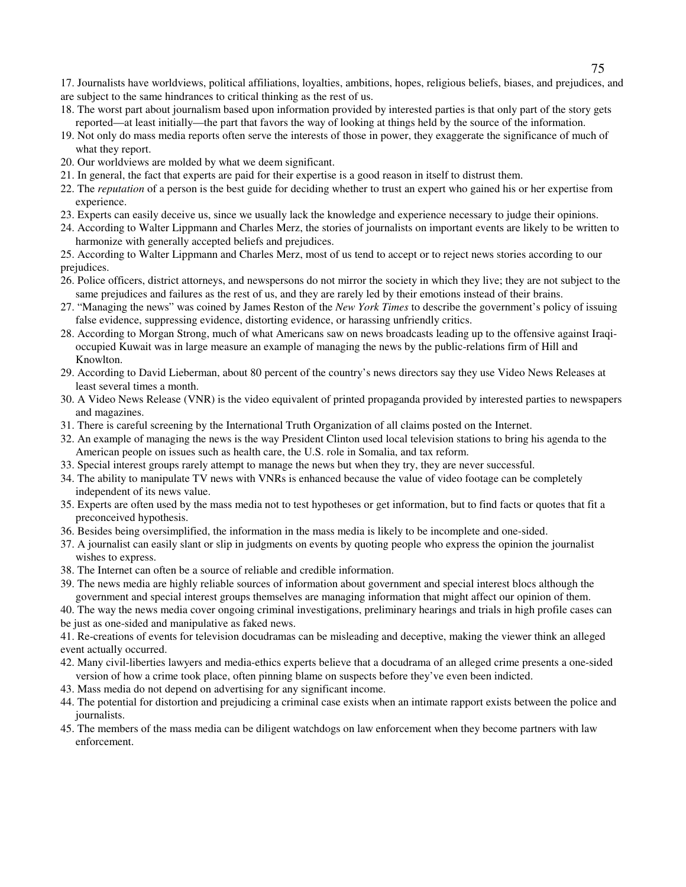17. Journalists have worldviews, political affiliations, loyalties, ambitions, hopes, religious beliefs, biases, and prejudices, and are subject to the same hindrances to critical thinking as the rest of us.
18. The worst part about journalism based upon information provided by interested parties is that only part of the story gets reported—at least initially—the part that favors the way of looking at things held by the source of the information.
19. Not only do mass media reports often serve the interests of those in power, they exaggerate the significance of much of what they report.
20. Our worldviews are molded by what we deem significant.
21. In general, the fact that experts are paid for their expertise is a good reason in itself to distrust them.
22. The *reputation* of a person is the best guide for deciding whether to trust an expert who gained his or her expertise from experience.
23. Experts can easily deceive us, since we usually lack the knowledge and experience necessary to judge their opinions.
24. According to Walter Lippmann and Charles Merz, the stories of journalists on important events are likely to be written to harmonize with generally accepted beliefs and prejudices.
25. According to Walter Lippmann and Charles Merz, most of us tend to accept or to reject news stories according to our prejudices.
26. Police officers, district attorneys, and newspersons do not mirror the society in which they live; they are not subject to the same prejudices and failures as the rest of us, and they are rarely led by their emotions instead of their brains.
27. "Managing the news" was coined by James Reston of the *New York Times* to describe the government's policy of issuing false evidence, suppressing evidence, distorting evidence, or harassing unfriendly critics.
28. According to Morgan Strong, much of what Americans saw on news broadcasts leading up to the offensive against Iraqi-occupied Kuwait was in large measure an example of managing the news by the public-relations firm of Hill and Knowlton.
29. According to David Lieberman, about 80 percent of the country's news directors say they use Video News Releases at least several times a month.
30. A Video News Release (VNR) is the video equivalent of printed propaganda provided by interested parties to newspapers and magazines.
31. There is careful screening by the International Truth Organization of all claims posted on the Internet.
32. An example of managing the news is the way President Clinton used local television stations to bring his agenda to the American people on issues such as health care, the U.S. role in Somalia, and tax reform.
33. Special interest groups rarely attempt to manage the news but when they try, they are never successful.
34. The ability to manipulate TV news with VNRs is enhanced because the value of video footage can be completely independent of its news value.
35. Experts are often used by the mass media not to test hypotheses or get information, but to find facts or quotes that fit a preconceived hypothesis.
36. Besides being oversimplified, the information in the mass media is likely to be incomplete and one-sided.
37. A journalist can easily slant or slip in judgments on events by quoting people who express the opinion the journalist wishes to express.
38. The Internet can often be a source of reliable and credible information.
39. The news media are highly reliable sources of information about government and special interest blocs although the government and special interest groups themselves are managing information that might affect our opinion of them.
40. The way the news media cover ongoing criminal investigations, preliminary hearings and trials in high profile cases can be just as one-sided and manipulative as faked news.
41. Re-creations of events for television docudramas can be misleading and deceptive, making the viewer think an alleged event actually occurred.
42. Many civil-liberties lawyers and media-ethics experts believe that a docudrama of an alleged crime presents a one-sided version of how a crime took place, often pinning blame on suspects before they've even been indicted.
43. Mass media do not depend on advertising for any significant income.
44. The potential for distortion and prejudicing a criminal case exists when an intimate rapport exists between the police and journalists.
45. The members of the mass media can be diligent watchdogs on law enforcement when they become partners with law enforcement.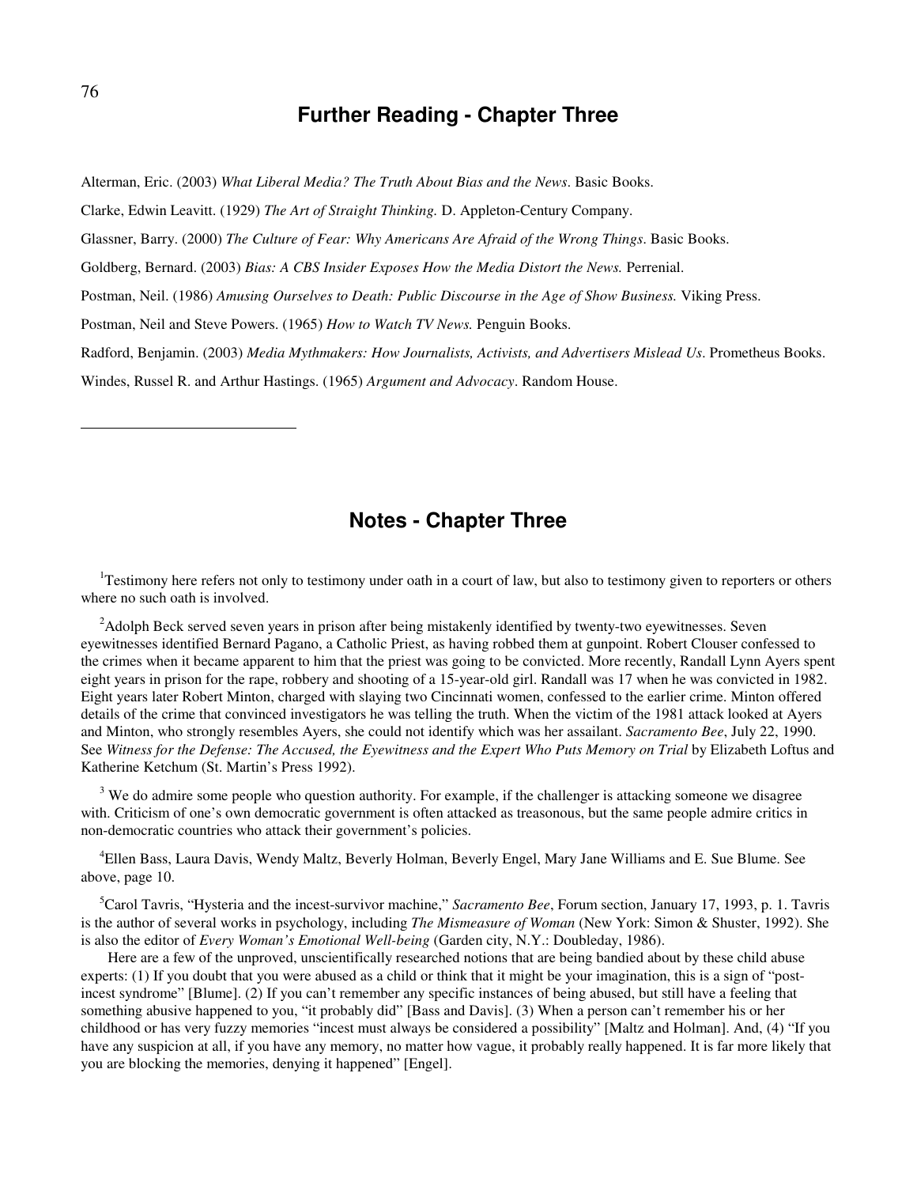## Further Reading - Chapter Three

Alterman, Eric. (2003) *What Liberal Media? The Truth About Bias and the News*. Basic Books.

Clarke, Edwin Leavitt. (1929) *The Art of Straight Thinking.* D. Appleton-Century Company.

Glassner, Barry. (2000) *The Culture of Fear: Why Americans Are Afraid of the Wrong Things*. Basic Books.

Goldberg, Bernard. (2003) *Bias: A CBS Insider Exposes How the Media Distort the News.* Perrenial.

Postman, Neil. (1986) *Amusing Ourselves to Death: Public Discourse in the Age of Show Business.* Viking Press.

Postman, Neil and Steve Powers. (1965) *How to Watch TV News.* Penguin Books.

Radford, Benjamin. (2003) *Media Mythmakers: How Journalists, Activists, and Advertisers Mislead Us*. Prometheus Books.

Windes, Russel R. and Arthur Hastings. (1965) *Argument and Advocacy*. Random House.

---

## Notes - Chapter Three

[1]Testimony here refers not only to testimony under oath in a court of law, but also to testimony given to reporters or others where no such oath is involved.

[2]Adolph Beck served seven years in prison after being mistakenly identified by twenty-two eyewitnesses. Seven eyewitnesses identified Bernard Pagano, a Catholic Priest, as having robbed them at gunpoint. Robert Clouser confessed to the crimes when it became apparent to him that the priest was going to be convicted. More recently, Randall Lynn Ayers spent eight years in prison for the rape, robbery and shooting of a 15-year-old girl. Randall was 17 when he was convicted in 1982. Eight years later Robert Minton, charged with slaying two Cincinnati women, confessed to the earlier crime. Minton offered details of the crime that convinced investigators he was telling the truth. When the victim of the 1981 attack looked at Ayers and Minton, who strongly resembles Ayers, she could not identify which was her assailant. *Sacramento Bee*, July 22, 1990. See *Witness for the Defense: The Accused, the Eyewitness and the Expert Who Puts Memory on Trial* by Elizabeth Loftus and Katherine Ketchum (St. Martin's Press 1992).

[3] We do admire some people who question authority. For example, if the challenger is attacking someone we disagree with. Criticism of one's own democratic government is often attacked as treasonous, but the same people admire critics in non-democratic countries who attack their government's policies.

[4]Ellen Bass, Laura Davis, Wendy Maltz, Beverly Holman, Beverly Engel, Mary Jane Williams and E. Sue Blume. See above, page 10.

[5]Carol Tavris, "Hysteria and the incest-survivor machine," *Sacramento Bee*, Forum section, January 17, 1993, p. 1. Tavris is the author of several works in psychology, including *The Mismeasure of Woman* (New York: Simon & Shuster, 1992). She is also the editor of *Every Woman's Emotional Well-being* (Garden city, N.Y.: Doubleday, 1986).

Here are a few of the unproved, unscientifically researched notions that are being bandied about by these child abuse experts: (1) If you doubt that you were abused as a child or think that it might be your imagination, this is a sign of "post-incest syndrome" [Blume]. (2) If you can't remember any specific instances of being abused, but still have a feeling that something abusive happened to you, "it probably did" [Bass and Davis]. (3) When a person can't remember his or her childhood or has very fuzzy memories "incest must always be considered a possibility" [Maltz and Holman]. And, (4) "If you have any suspicion at all, if you have any memory, no matter how vague, it probably really happened. It is far more likely that you are blocking the memories, denying it happened" [Engel].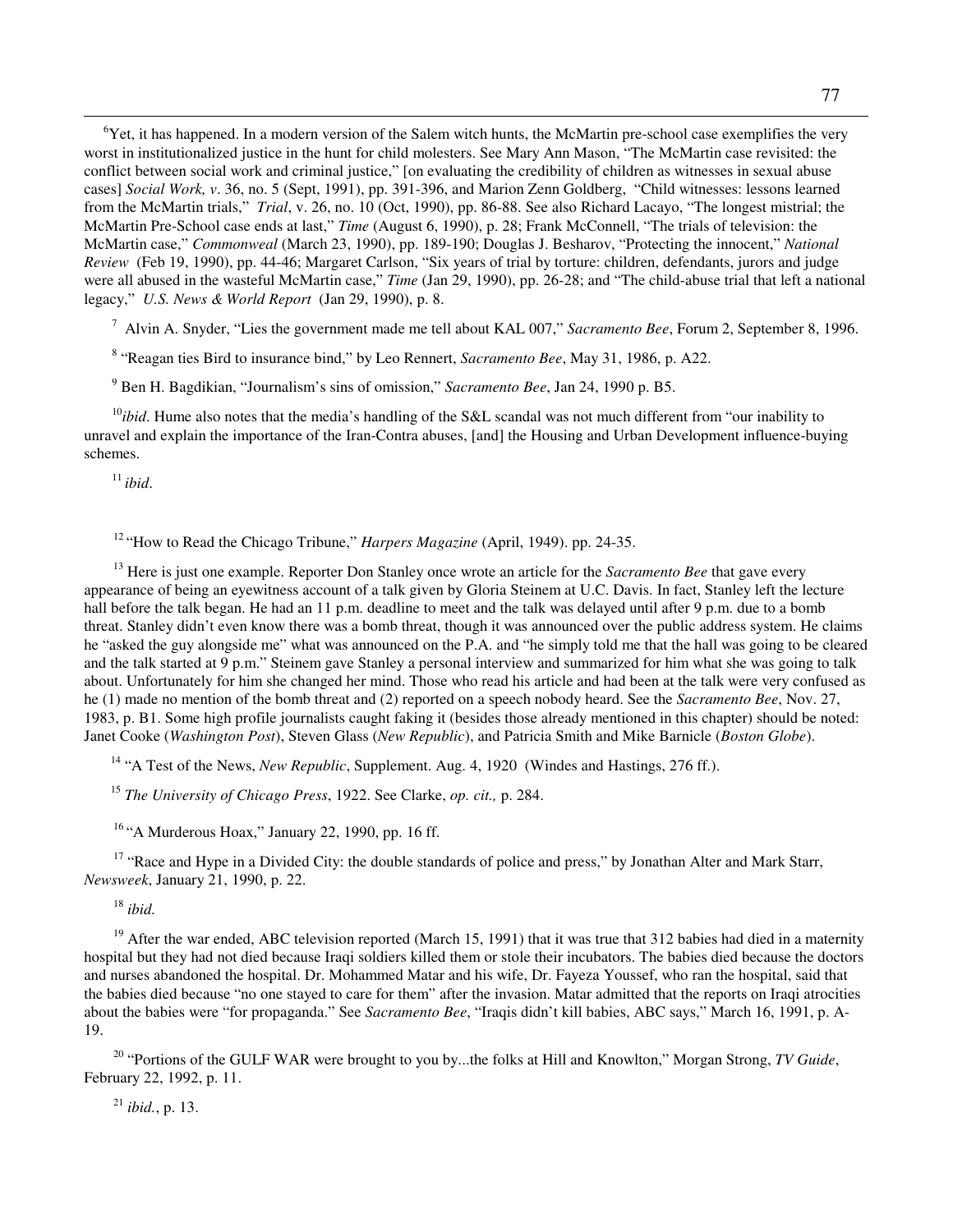[6]Yet, it has happened. In a modern version of the Salem witch hunts, the McMartin pre-school case exemplifies the very worst in institutionalized justice in the hunt for child molesters. See Mary Ann Mason, "The McMartin case revisited: the conflict between social work and criminal justice," [on evaluating the credibility of children as witnesses in sexual abuse cases] *Social Work, v*. 36, no. 5 (Sept, 1991), pp. 391-396, and Marion Zenn Goldberg, "Child witnesses: lessons learned from the McMartin trials," *Trial*, v. 26, no. 10 (Oct, 1990), pp. 86-88. See also Richard Lacayo, "The longest mistrial; the McMartin Pre-School case ends at last," *Time* (August 6, 1990), p. 28; Frank McConnell, "The trials of television: the McMartin case," *Commonweal* (March 23, 1990), pp. 189-190; Douglas J. Besharov, "Protecting the innocent," *National Review* (Feb 19, 1990), pp. 44-46; Margaret Carlson, "Six years of trial by torture: children, defendants, jurors and judge were all abused in the wasteful McMartin case," *Time* (Jan 29, 1990), pp. 26-28; and "The child-abuse trial that left a national legacy," *U.S. News & World Report* (Jan 29, 1990), p. 8.

[7] Alvin A. Snyder, "Lies the government made me tell about KAL 007," *Sacramento Bee*, Forum 2, September 8, 1996.

[8] "Reagan ties Bird to insurance bind," by Leo Rennert, *Sacramento Bee*, May 31, 1986, p. A22.

[9] Ben H. Bagdikian, "Journalism's sins of omission," *Sacramento Bee*, Jan 24, 1990 p. B5.

[10]*ibid*. Hume also notes that the media's handling of the S&L scandal was not much different from "our inability to unravel and explain the importance of the Iran-Contra abuses, [and] the Housing and Urban Development influence-buying schemes.

[11] *ibid*.

[12] "How to Read the Chicago Tribune," *Harpers Magazine* (April, 1949). pp. 24-35.

[13] Here is just one example. Reporter Don Stanley once wrote an article for the *Sacramento Bee* that gave every appearance of being an eyewitness account of a talk given by Gloria Steinem at U.C. Davis. In fact, Stanley left the lecture hall before the talk began. He had an 11 p.m. deadline to meet and the talk was delayed until after 9 p.m. due to a bomb threat. Stanley didn't even know there was a bomb threat, though it was announced over the public address system. He claims he "asked the guy alongside me" what was announced on the P.A. and "he simply told me that the hall was going to be cleared and the talk started at 9 p.m." Steinem gave Stanley a personal interview and summarized for him what she was going to talk about. Unfortunately for him she changed her mind. Those who read his article and had been at the talk were very confused as he (1) made no mention of the bomb threat and (2) reported on a speech nobody heard. See the *Sacramento Bee*, Nov. 27, 1983, p. B1. Some high profile journalists caught faking it (besides those already mentioned in this chapter) should be noted: Janet Cooke (*Washington Post*), Steven Glass (*New Republic*), and Patricia Smith and Mike Barnicle (*Boston Globe*).

[14] "A Test of the News, *New Republic*, Supplement. Aug. 4, 1920 (Windes and Hastings, 276 ff.).

[15] *The University of Chicago Press*, 1922. See Clarke, *op. cit.,* p. 284.

[16] "A Murderous Hoax," January 22, 1990, pp. 16 ff.

[17] "Race and Hype in a Divided City: the double standards of police and press," by Jonathan Alter and Mark Starr, *Newsweek*, January 21, 1990, p. 22.

[18] *ibid.*

[19] After the war ended, ABC television reported (March 15, 1991) that it was true that 312 babies had died in a maternity hospital but they had not died because Iraqi soldiers killed them or stole their incubators. The babies died because the doctors and nurses abandoned the hospital. Dr. Mohammed Matar and his wife, Dr. Fayeza Youssef, who ran the hospital, said that the babies died because "no one stayed to care for them" after the invasion. Matar admitted that the reports on Iraqi atrocities about the babies were "for propaganda." See *Sacramento Bee*, "Iraqis didn't kill babies, ABC says," March 16, 1991, p. A-19.

[20] "Portions of the GULF WAR were brought to you by...the folks at Hill and Knowlton," Morgan Strong, *TV Guide*, February 22, 1992, p. 11.

[21] *ibid.*, p. 13.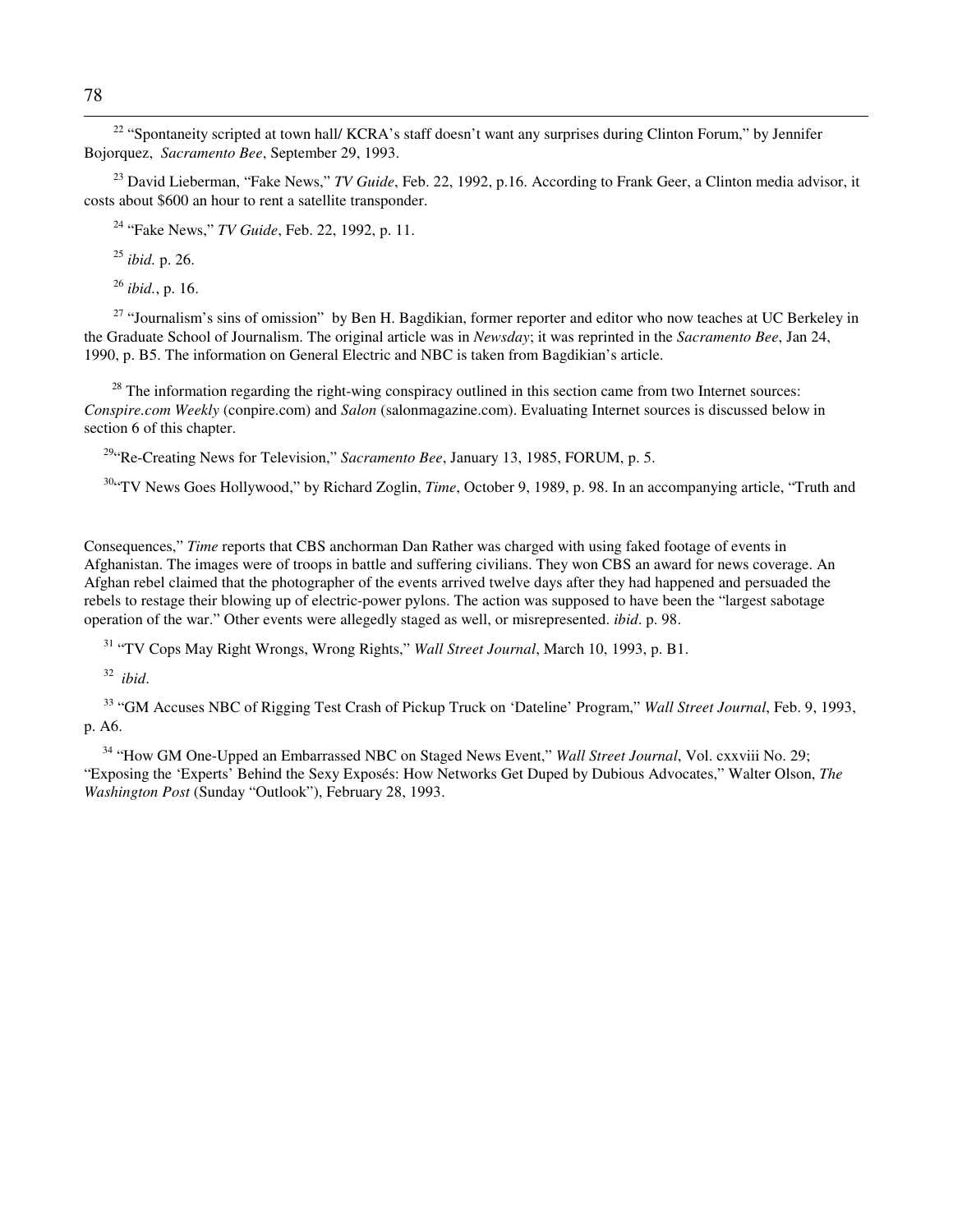[22] "Spontaneity scripted at town hall/ KCRA's staff doesn't want any surprises during Clinton Forum," by Jennifer Bojorquez, *Sacramento Bee*, September 29, 1993.

[23] David Lieberman, "Fake News," *TV Guide*, Feb. 22, 1992, p.16. According to Frank Geer, a Clinton media advisor, it costs about $600 an hour to rent a satellite transponder.

[24] "Fake News," *TV Guide*, Feb. 22, 1992, p. 11.

[25] *ibid.* p. 26.

[26] *ibid.*, p. 16.

[27] "Journalism's sins of omission" by Ben H. Bagdikian, former reporter and editor who now teaches at UC Berkeley in the Graduate School of Journalism. The original article was in *Newsday*; it was reprinted in the *Sacramento Bee*, Jan 24, 1990, p. B5. The information on General Electric and NBC is taken from Bagdikian's article.

[28] The information regarding the right-wing conspiracy outlined in this section came from two Internet sources: *Conspire.com Weekly* (conpire.com) and *Salon* (salonmagazine.com). Evaluating Internet sources is discussed below in section 6 of this chapter.

[29] "Re-Creating News for Television," *Sacramento Bee*, January 13, 1985, FORUM, p. 5.

[30] "TV News Goes Hollywood," by Richard Zoglin, *Time*, October 9, 1989, p. 98. In an accompanying article, "Truth and Consequences," *Time* reports that CBS anchorman Dan Rather was charged with using faked footage of events in Afghanistan. The images were of troops in battle and suffering civilians. They won CBS an award for news coverage. An Afghan rebel claimed that the photographer of the events arrived twelve days after they had happened and persuaded the rebels to restage their blowing up of electric-power pylons. The action was supposed to have been the "largest sabotage operation of the war." Other events were allegedly staged as well, or misrepresented. *ibid*. p. 98.

[31] "TV Cops May Right Wrongs, Wrong Rights," *Wall Street Journal*, March 10, 1993, p. B1.

[32] *ibid*.

[33] "GM Accuses NBC of Rigging Test Crash of Pickup Truck on 'Dateline' Program," *Wall Street Journal*, Feb. 9, 1993, p. A6.

[34] "How GM One-Upped an Embarrassed NBC on Staged News Event," *Wall Street Journal*, Vol. cxxviii No. 29; "Exposing the 'Experts' Behind the Sexy Exposés: How Networks Get Duped by Dubious Advocates," Walter Olson, *The Washington Post* (Sunday "Outlook"), February 28, 1993.